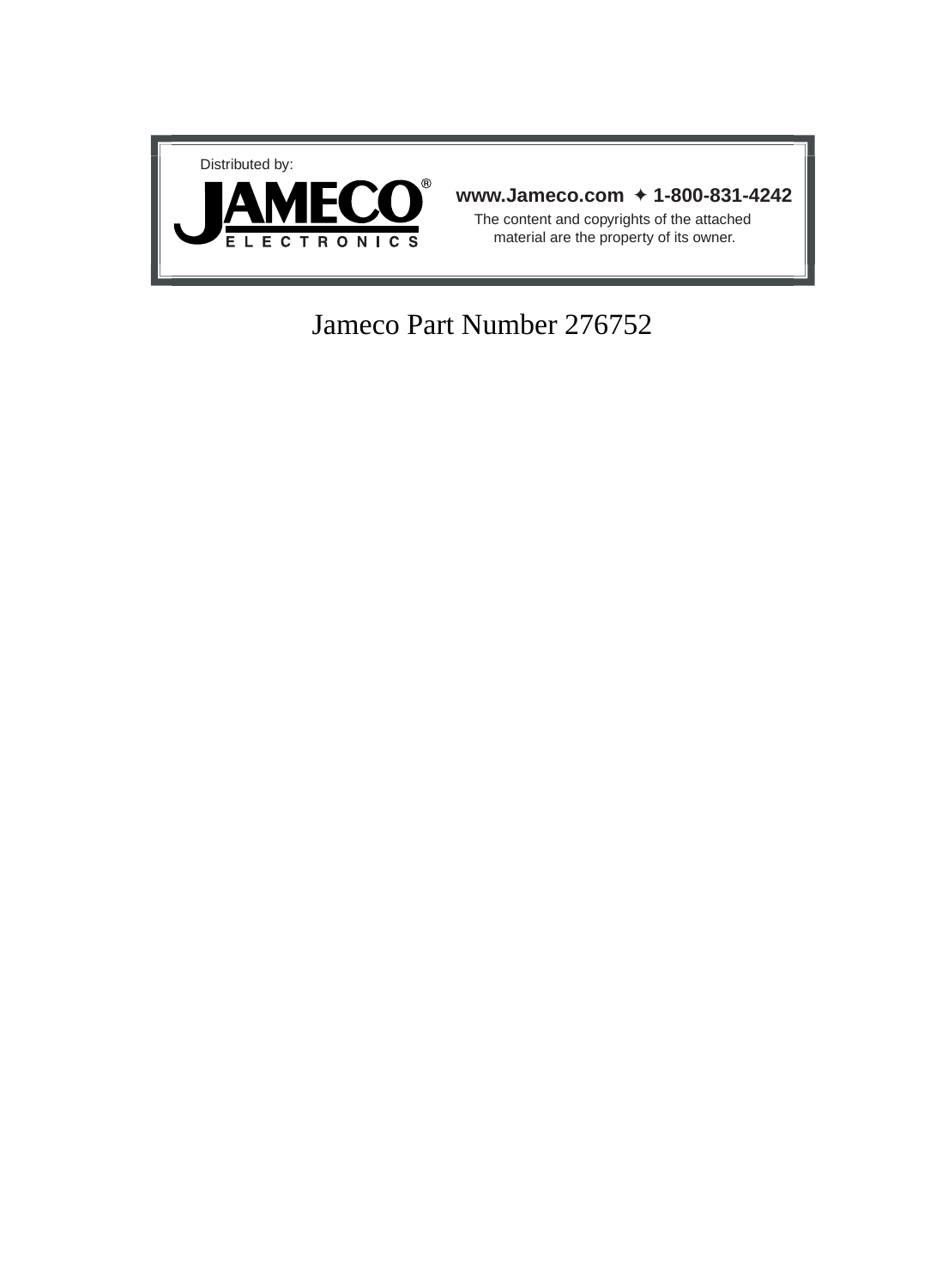Distributed by:

**JAMECO®**
**ELECTRONICS**

**www.Jameco.com ✦ 1-800-831-4242**

The content and copyrights of the attached material are the property of its owner.

Jameco Part Number 276752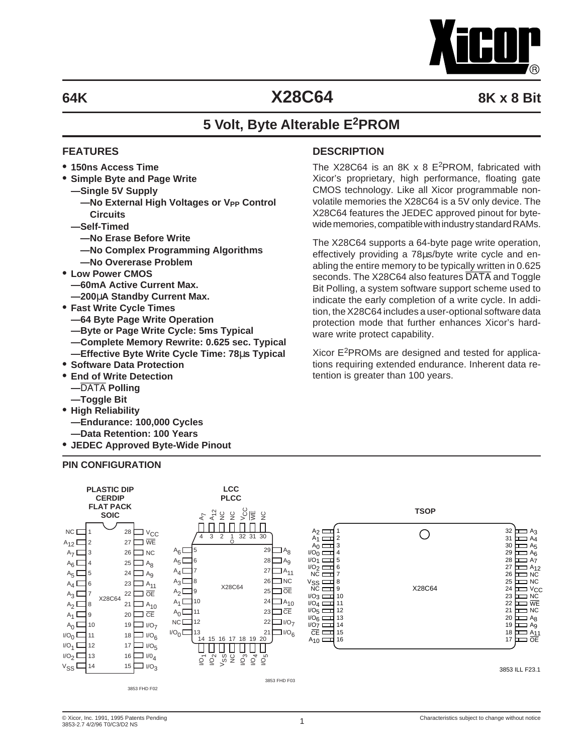# 64K X28C64 8K x 8 Bit

## 5 Volt, Byte Alterable E²PROM

### FEATURES

- **150ns Access Time**
- **Simple Byte and Page Write**
  - **—Single 5V Supply**
    - **—No External High Voltages or $V_{PP}$ Control Circuits**
  - **—Self-Timed**
    - **—No Erase Before Write**
    - **—No Complex Programming Algorithms**
    - **—No Overerase Problem**
- **Low Power CMOS**
  - **—60mA Active Current Max.**
  - **—200µA Standby Current Max.**
- **Fast Write Cycle Times**
  - **—64 Byte Page Write Operation**
  - **—Byte or Page Write Cycle: 5ms Typical**
  - **—Complete Memory Rewrite: 0.625 sec. Typical**
  - **—Effective Byte Write Cycle Time: 78µs Typical**
- **Software Data Protection**
- **End of Write Detection**
  - **—$\overline{\text{DATA}}$ Polling**
  - **—Toggle Bit**
- **High Reliability**
  - **—Endurance: 100,000 Cycles**
  - **—Data Retention: 100 Years**
- **JEDEC Approved Byte-Wide Pinout**

### DESCRIPTION

The X28C64 is an 8K x 8 E²PROM, fabricated with Xicor's proprietary, high performance, floating gate CMOS technology. Like all Xicor programmable non-volatile memories the X28C64 is a 5V only device. The X28C64 features the JEDEC approved pinout for byte-wide memories, compatible with industry standard RAMs.

The X28C64 supports a 64-byte page write operation, effectively providing a 78µs/byte write cycle and enabling the entire memory to be typically written in 0.625 seconds. The X28C64 also features $\overline{\text{DATA}}$ and Toggle Bit Polling, a system software support scheme used to indicate the early completion of a write cycle. In addition, the X28C64 includes a user-optional software data protection mode that further enhances Xicor's hardware write protect capability.

Xicor E²PROMs are designed and tested for applications requiring extended endurance. Inherent data retention is greater than 100 years.

### PIN CONFIGURATION

**PLASTIC DIP / CERDIP / FLAT PACK / SOIC**

| Pin | Name | Pin | Name |
|---|---|---|---|
| 1 | NC | 28 | $V_{CC}$ |
| 2 | $A_{12}$ | 27 | $\overline{WE}$ |
| 3 | $A_7$ | 26 | NC |
| 4 | $A_6$ | 25 | $A_8$ |
| 5 | $A_5$ | 24 | $A_9$ |
| 6 | $A_4$ | 23 | $A_{11}$ |
| 7 | $A_3$ | 22 | $\overline{OE}$ |
| 8 | $A_2$ | 21 | $A_{10}$ |
| 9 | $A_1$ | 20 | $\overline{CE}$ |
| 10 | $A_0$ | 19 | $I/O_7$ |
| 11 | $I/O_0$ | 18 | $I/O_6$ |
| 12 | $I/O_1$ | 17 | $I/O_5$ |
| 13 | $I/O_2$ | 16 | $I/O_4$ |
| 14 | $V_{SS}$ | 15 | $I/O_3$ |

3853 FHD F02

**LCC / PLCC**

| Pin | Name | Pin | Name |
|---|---|---|---|
| 1 | NC | 17 | NC |
| 2 | $A_{12}$ | 18 | $I/O_3$ |
| 3 | NC | 19 | $I/O_4$ |
| 4 | $A_7$ | 20 | $I/O_5$ |
| 5 | $A_6$ | 21 | $I/O_6$ |
| 6 | $A_5$ | 22 | $I/O_7$ |
| 7 | $A_4$ | 23 | $\overline{CE}$ |
| 8 | $A_3$ | 24 | $A_{10}$ |
| 9 | $A_2$ | 25 | $\overline{OE}$ |
| 10 | $A_1$ | 26 | NC |
| 11 | $A_0$ | 27 | $A_{11}$ |
| 12 | NC | 28 | $A_9$ |
| 13 | $I/O_0$ | 29 | $A_8$ |
| 14 | $I/O_1$ | 30 | NC |
| 15 | $I/O_2$ | 31 | $\overline{WE}$ |
| 16 | $V_{SS}$ | 32 | $V_{CC}$ |

3853 FHD F03

**TSOP**

| Pin | Name | Pin | Name |
|---|---|---|---|
| 1 | $A_2$ | 32 | $A_3$ |
| 2 | $A_1$ | 31 | $A_4$ |
| 3 | $A_0$ | 30 | $A_5$ |
| 4 | $I/O_0$ | 29 | $A_6$ |
| 5 | $I/O_1$ | 28 | $A_7$ |
| 6 | $I/O_2$ | 27 | $A_{12}$ |
| 7 | NC | 26 | NC |
| 8 | $V_{SS}$ | 25 | NC |
| 9 | NC | 24 | $V_{CC}$ |
| 10 | $I/O_3$ | 23 | NC |
| 11 | $I/O_4$ | 22 | $\overline{WE}$ |
| 12 | $I/O_5$ | 21 | NC |
| 13 | $I/O_6$ | 20 | $A_8$ |
| 14 | $I/O_7$ | 19 | $A_9$ |
| 15 | $\overline{CE}$ | 18 | $A_{11}$ |
| 16 | $A_{10}$ | 17 | $\overline{OE}$ |

3853 ILL F23.1

© Xicor, Inc. 1991, 1995 Patents Pending
3853-2.7 4/2/96 T0/C3/D2 NS

Characteristics subject to change without notice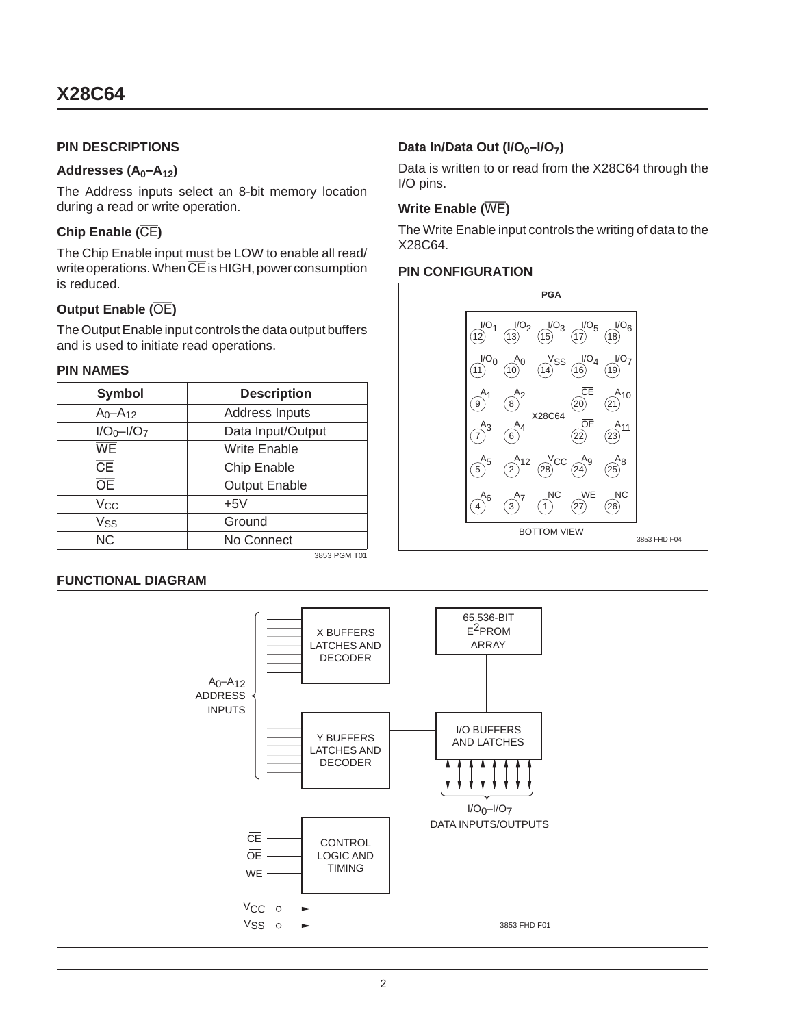## PIN DESCRIPTIONS

### Addresses ($A_0$–$A_{12}$)

The Address inputs select an 8-bit memory location during a read or write operation.

### Chip Enable ($\overline{CE}$)

The Chip Enable input must be LOW to enable all read/write operations. When $\overline{CE}$ is HIGH, power consumption is reduced.

### Output Enable ($\overline{OE}$)

The Output Enable input controls the data output buffers and is used to initiate read operations.

### Data In/Data Out ($I/O_0$–$I/O_7$)

Data is written to or read from the X28C64 through the I/O pins.

### Write Enable ($\overline{WE}$)

The Write Enable input controls the writing of data to the X28C64.

## PIN NAMES

| Symbol | Description |
|---|---|
| $A_0$–$A_{12}$ | Address Inputs |
| $I/O_0$–$I/O_7$ | Data Input/Output |
| $\overline{WE}$ | Write Enable |
| $\overline{CE}$ | Chip Enable |
| $\overline{OE}$ | Output Enable |
| $V_{CC}$ | +5V |
| $V_{SS}$ | Ground |
| NC | No Connect |

3853 PGM T01

## PIN CONFIGURATION

PGA

| | | | | |
|---|---|---|---|---|
| $I/O_1$ (12) | $I/O_2$ (13) | $I/O_3$ (15) | $I/O_5$ (17) | $I/O_6$ (18) |
| $I/O_0$ (11) | $A_0$ (10) | $V_{SS}$ (14) | $I/O_4$ (16) | $I/O_7$ (19) |
| $A_1$ (9) | $A_2$ (8) | X28C64 | $\overline{CE}$ (20) | $A_{10}$ (21) |
| $A_3$ (7) | $A_4$ (6) | | $\overline{OE}$ (22) | $A_{11}$ (23) |
| $A_5$ (5) | $A_{12}$ (2) | $V_{CC}$ (28) | $A_9$ (24) | $A_8$ (25) |
| $A_6$ (4) | $A_7$ (3) | NC (1) | $\overline{WE}$ (27) | NC (26) |

BOTTOM VIEW

3853 FHD F04

## FUNCTIONAL DIAGRAM

$A_0$–$A_{12}$ ADDRESS INPUTS

X BUFFERS LATCHES AND DECODER

65,536-BIT $E^2$PROM ARRAY

Y BUFFERS LATCHES AND DECODER

I/O BUFFERS AND LATCHES

$I/O_0$–$I/O_7$ DATA INPUTS/OUTPUTS

$\overline{CE}$, $\overline{OE}$, $\overline{WE}$

CONTROL LOGIC AND TIMING

$V_{CC}$

$V_{SS}$

3853 FHD F01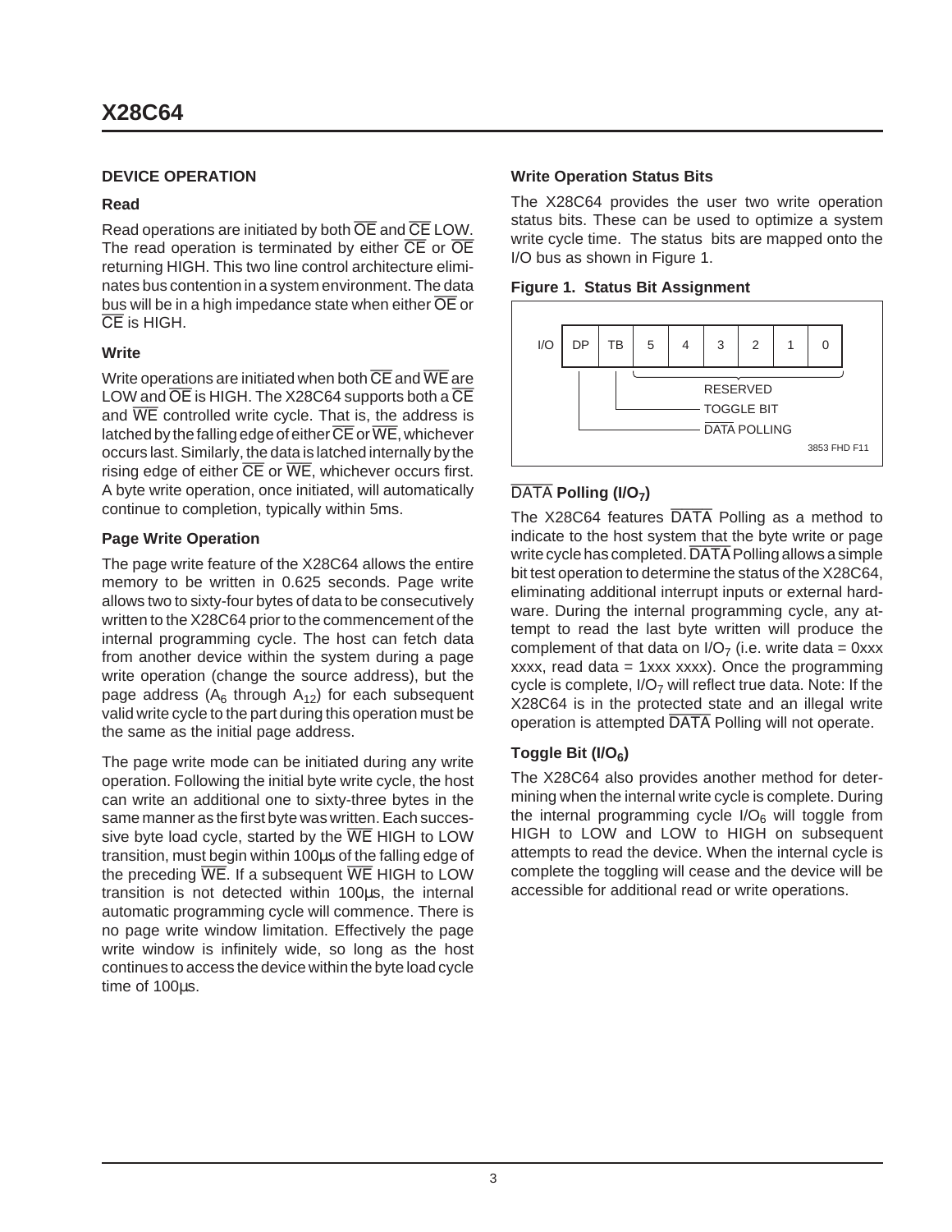## DEVICE OPERATION

### Read

Read operations are initiated by both $\overline{OE}$ and $\overline{CE}$ LOW. The read operation is terminated by either $\overline{CE}$ or $\overline{OE}$ returning HIGH. This two line control architecture eliminates bus contention in a system environment. The data bus will be in a high impedance state when either $\overline{OE}$ or $\overline{CE}$ is HIGH.

### Write

Write operations are initiated when both $\overline{CE}$ and $\overline{WE}$ are LOW and $\overline{OE}$ is HIGH. The X28C64 supports both a $\overline{CE}$ and $\overline{WE}$ controlled write cycle. That is, the address is latched by the falling edge of either $\overline{CE}$ or $\overline{WE}$, whichever occurs last. Similarly, the data is latched internally by the rising edge of either $\overline{CE}$ or $\overline{WE}$, whichever occurs first. A byte write operation, once initiated, will automatically continue to completion, typically within 5ms.

### Page Write Operation

The page write feature of the X28C64 allows the entire memory to be written in 0.625 seconds. Page write allows two to sixty-four bytes of data to be consecutively written to the X28C64 prior to the commencement of the internal programming cycle. The host can fetch data from another device within the system during a page write operation (change the source address), but the page address ($A_6$ through $A_{12}$) for each subsequent valid write cycle to the part during this operation must be the same as the initial page address.

The page write mode can be initiated during any write operation. Following the initial byte write cycle, the host can write an additional one to sixty-three bytes in the same manner as the first byte was written. Each successive byte load cycle, started by the $\overline{WE}$ HIGH to LOW transition, must begin within 100µs of the falling edge of the preceding $\overline{WE}$. If a subsequent $\overline{WE}$ HIGH to LOW transition is not detected within 100µs, the internal automatic programming cycle will commence. There is no page write window limitation. Effectively the page write window is infinitely wide, so long as the host continues to access the device within the byte load cycle time of 100µs.

### Write Operation Status Bits

The X28C64 provides the user two write operation status bits. These can be used to optimize a system write cycle time. The status bits are mapped onto the I/O bus as shown in Figure 1.

**Figure 1. Status Bit Assignment**

| I/O | DP | TB | 5 | 4 | 3 | 2 | 1 | 0 |
|---|---|---|---|---|---|---|---|---|

- 5–0: RESERVED
- TB: TOGGLE BIT
- DP: $\overline{DATA}$ POLLING

3853 FHD F11

### $\overline{DATA}$ Polling ($I/O_7$)

The X28C64 features $\overline{DATA}$ Polling as a method to indicate to the host system that the byte write or page write cycle has completed. $\overline{DATA}$ Polling allows a simple bit test operation to determine the status of the X28C64, eliminating additional interrupt inputs or external hardware. During the internal programming cycle, any attempt to read the last byte written will produce the complement of that data on $I/O_7$ (i.e. write data = 0xxx xxxx, read data = 1xxx xxxx). Once the programming cycle is complete, $I/O_7$ will reflect true data. Note: If the X28C64 is in the protected state and an illegal write operation is attempted $\overline{DATA}$ Polling will not operate.

### Toggle Bit ($I/O_6$)

The X28C64 also provides another method for determining when the internal write cycle is complete. During the internal programming cycle $I/O_6$ will toggle from HIGH to LOW and LOW to HIGH on subsequent attempts to read the device. When the internal cycle is complete the toggling will cease and the device will be accessible for additional read or write operations.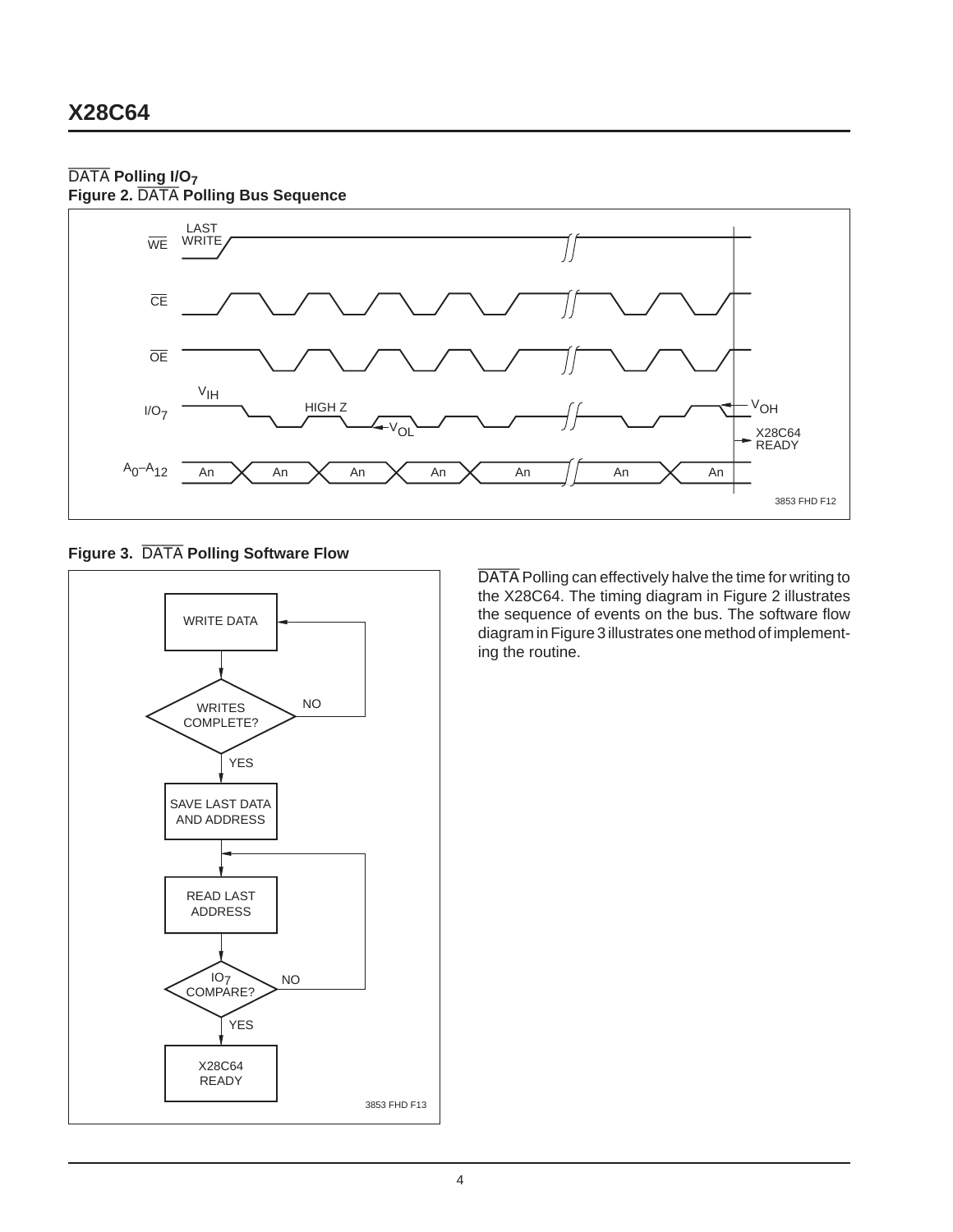## $\overline{DATA}$ Polling $I/O_7$

**Figure 2.** $\overline{DATA}$ **Polling Bus Sequence**

**Figure 3.** $\overline{DATA}$ **Polling Software Flow**

$\overline{DATA}$ Polling can effectively halve the time for writing to the X28C64. The timing diagram in Figure 2 illustrates the sequence of events on the bus. The software flow diagram in Figure 3 illustrates one method of implementing the routine.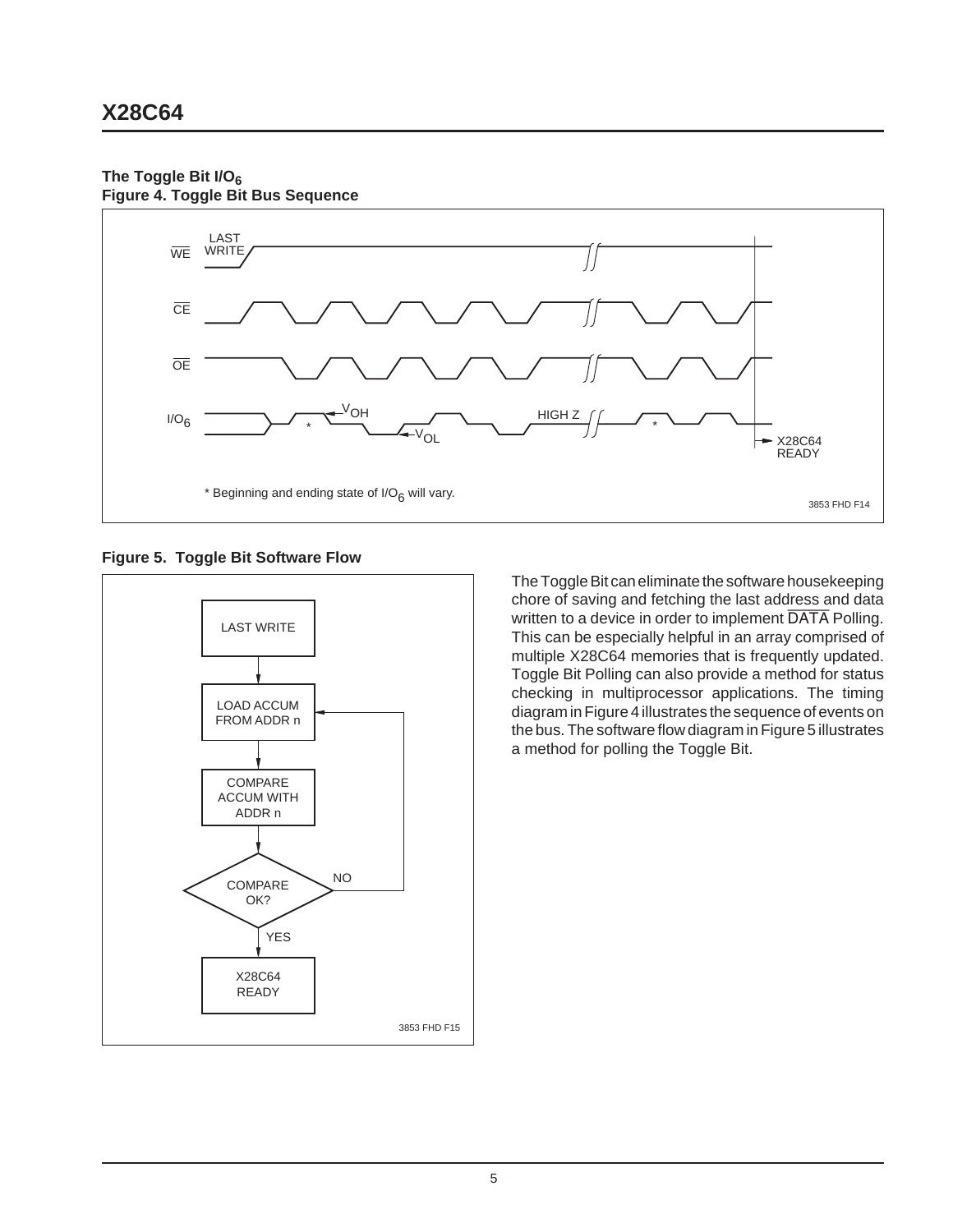### The Toggle Bit $I/O_6$

**Figure 4. Toggle Bit Bus Sequence**

WE LAST WRITE

CE

OE

$I/O_6$ $V_{OH}$ $V_{OL}$ HIGH Z * * X28C64 READY

* Beginning and ending state of $I/O_6$ will vary.

3853 FHD F14

**Figure 5. Toggle Bit Software Flow**

LAST WRITE → LOAD ACCUM FROM ADDR n → COMPARE ACCUM WITH ADDR n → COMPARE OK? (NO → LOAD ACCUM FROM ADDR n; YES → X28C64 READY)

3853 FHD F15

The Toggle Bit can eliminate the software housekeeping chore of saving and fetching the last address and data written to a device in order to implement $\overline{\text{DATA}}$ Polling. This can be especially helpful in an array comprised of multiple X28C64 memories that is frequently updated. Toggle Bit Polling can also provide a method for status checking in multiprocessor applications. The timing diagram in Figure 4 illustrates the sequence of events on the bus. The software flow diagram in Figure 5 illustrates a method for polling the Toggle Bit.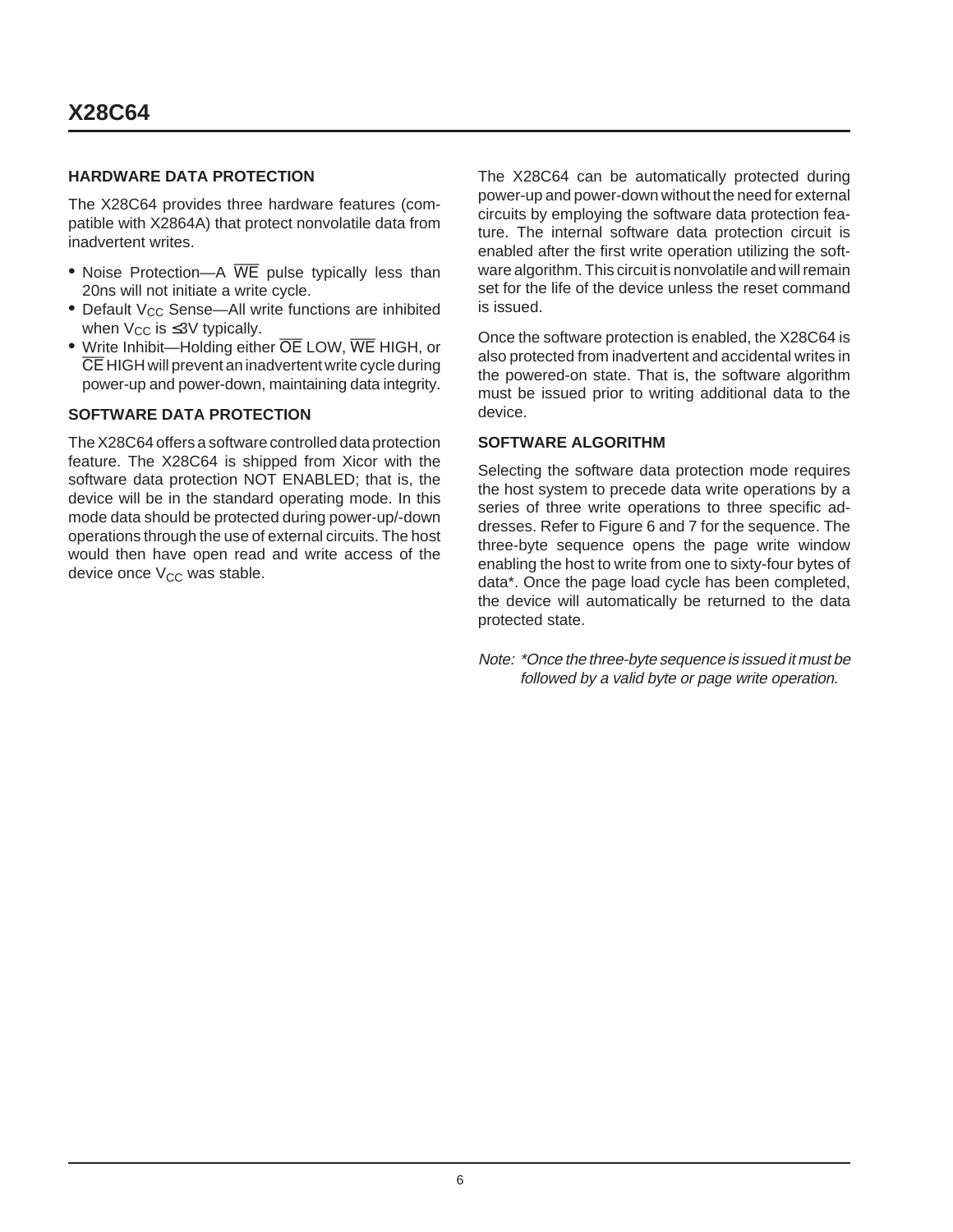## HARDWARE DATA PROTECTION

The X28C64 provides three hardware features (compatible with X2864A) that protect nonvolatile data from inadvertent writes.

- Noise Protection—A $\overline{WE}$ pulse typically less than 20ns will not initiate a write cycle.
- Default $V_{CC}$ Sense—All write functions are inhibited when $V_{CC}$ is ≤3V typically.
- Write Inhibit—Holding either $\overline{OE}$ LOW, $\overline{WE}$ HIGH, or $\overline{CE}$ HIGH will prevent an inadvertent write cycle during power-up and power-down, maintaining data integrity.

## SOFTWARE DATA PROTECTION

The X28C64 offers a software controlled data protection feature. The X28C64 is shipped from Xicor with the software data protection NOT ENABLED; that is, the device will be in the standard operating mode. In this mode data should be protected during power-up/-down operations through the use of external circuits. The host would then have open read and write access of the device once $V_{CC}$ was stable.

The X28C64 can be automatically protected during power-up and power-down without the need for external circuits by employing the software data protection feature. The internal software data protection circuit is enabled after the first write operation utilizing the software algorithm. This circuit is nonvolatile and will remain set for the life of the device unless the reset command is issued.

Once the software protection is enabled, the X28C64 is also protected from inadvertent and accidental writes in the powered-on state. That is, the software algorithm must be issued prior to writing additional data to the device.

## SOFTWARE ALGORITHM

Selecting the software data protection mode requires the host system to precede data write operations by a series of three write operations to three specific addresses. Refer to Figure 6 and 7 for the sequence. The three-byte sequence opens the page write window enabling the host to write from one to sixty-four bytes of data*. Once the page load cycle has been completed, the device will automatically be returned to the data protected state.

*Note: *Once the three-byte sequence is issued it must be followed by a valid byte or page write operation.*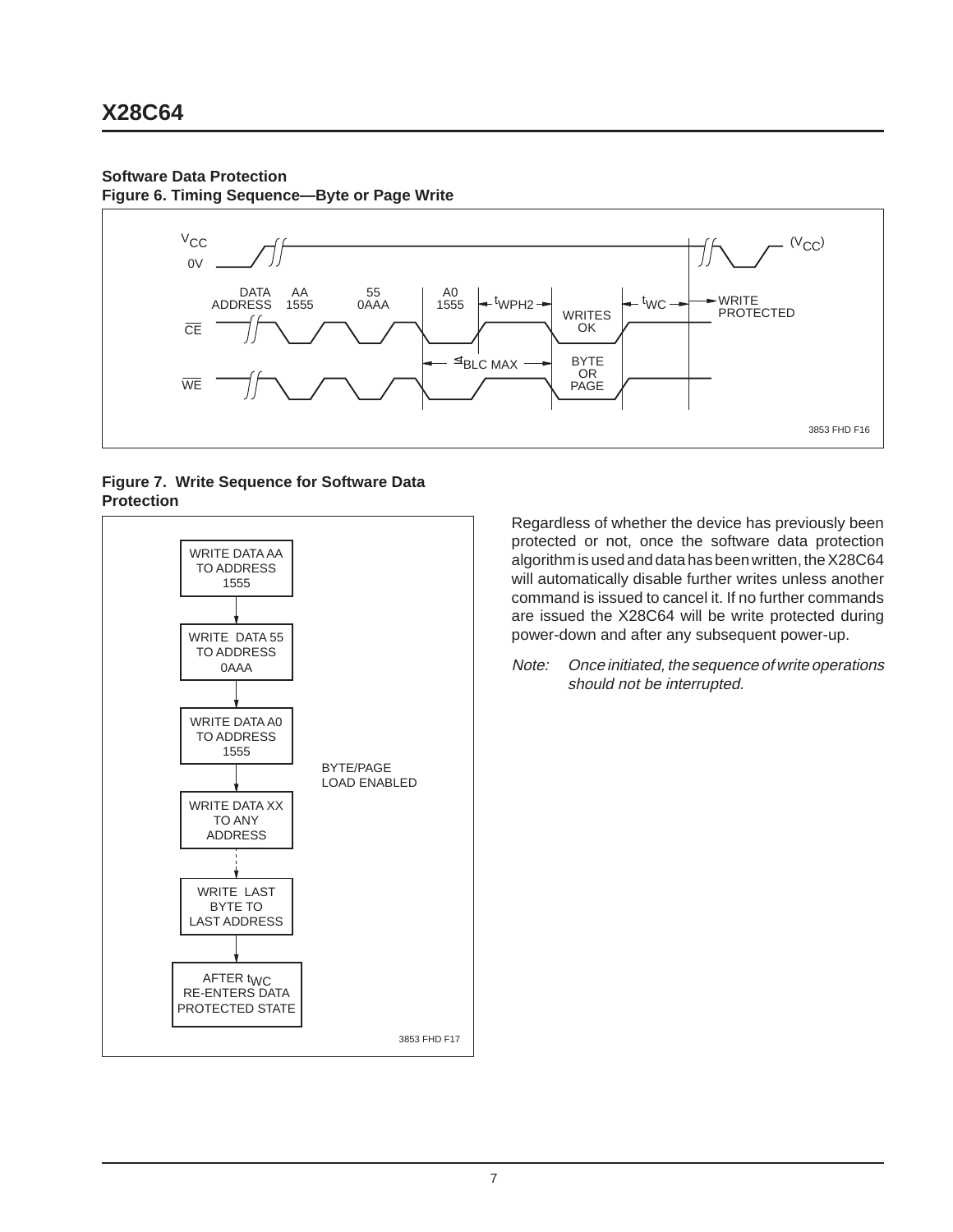**Software Data Protection**

**Figure 6. Timing Sequence—Byte or Page Write**

**Figure 7. Write Sequence for Software Data Protection**

Regardless of whether the device has previously been protected or not, once the software data protection algorithm is used and data has been written, the X28C64 will automatically disable further writes unless another command is issued to cancel it. If no further commands are issued the X28C64 will be write protected during power-down and after any subsequent power-up.

*Note: Once initiated, the sequence of write operations should not be interrupted.*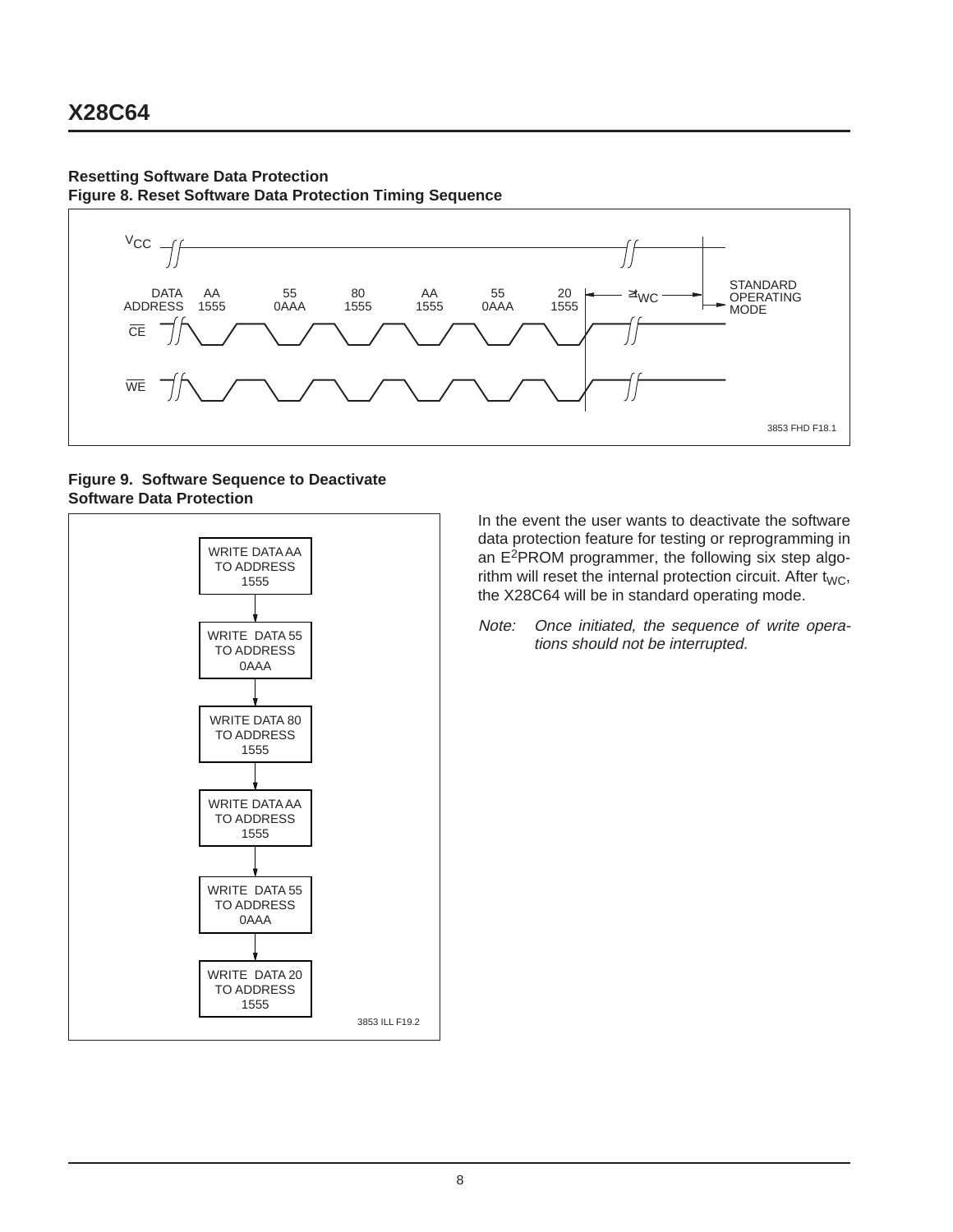## Resetting Software Data Protection

**Figure 8. Reset Software Data Protection Timing Sequence**

| DATA ADDRESS | AA 1555 | 55 0AAA | 80 1555 | AA 1555 | 55 0AAA | 20 1555 | $\geq t_{WC}$ | STANDARD OPERATING MODE |
|---|---|---|---|---|---|---|---|---|

3853 FHD F18.1

**Figure 9. Software Sequence to Deactivate Software Data Protection**

1. WRITE DATA AA TO ADDRESS 1555
2. WRITE DATA 55 TO ADDRESS 0AAA
3. WRITE DATA 80 TO ADDRESS 1555
4. WRITE DATA AA TO ADDRESS 1555
5. WRITE DATA 55 TO ADDRESS 0AAA
6. WRITE DATA 20 TO ADDRESS 1555

3853 ILL F19.2

In the event the user wants to deactivate the software data protection feature for testing or reprogramming in an $E^2$PROM programmer, the following six step algorithm will reset the internal protection circuit. After $t_{WC}$, the X28C64 will be in standard operating mode.

*Note: Once initiated, the sequence of write operations should not be interrupted.*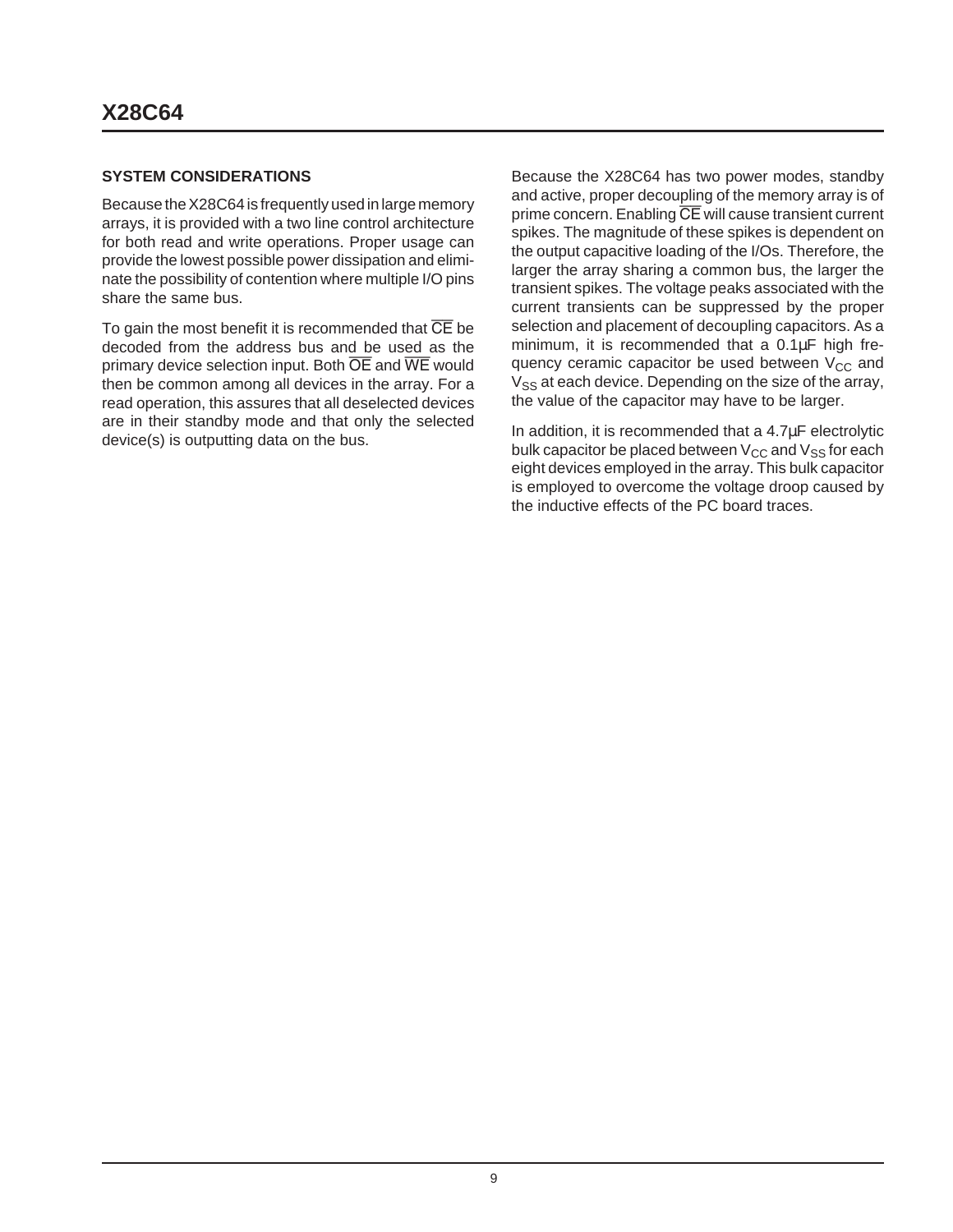## SYSTEM CONSIDERATIONS

Because the X28C64 is frequently used in large memory arrays, it is provided with a two line control architecture for both read and write operations. Proper usage can provide the lowest possible power dissipation and eliminate the possibility of contention where multiple I/O pins share the same bus.

To gain the most benefit it is recommended that $\overline{CE}$ be decoded from the address bus and be used as the primary device selection input. Both $\overline{OE}$ and $\overline{WE}$ would then be common among all devices in the array. For a read operation, this assures that all deselected devices are in their standby mode and that only the selected device(s) is outputting data on the bus.

Because the X28C64 has two power modes, standby and active, proper decoupling of the memory array is of prime concern. Enabling $\overline{CE}$ will cause transient current spikes. The magnitude of these spikes is dependent on the output capacitive loading of the I/Os. Therefore, the larger the array sharing a common bus, the larger the transient spikes. The voltage peaks associated with the current transients can be suppressed by the proper selection and placement of decoupling capacitors. As a minimum, it is recommended that a 0.1µF high frequency ceramic capacitor be used between $V_{CC}$ and $V_{SS}$ at each device. Depending on the size of the array, the value of the capacitor may have to be larger.

In addition, it is recommended that a 4.7µF electrolytic bulk capacitor be placed between $V_{CC}$ and $V_{SS}$ for each eight devices employed in the array. This bulk capacitor is employed to overcome the voltage droop caused by the inductive effects of the PC board traces.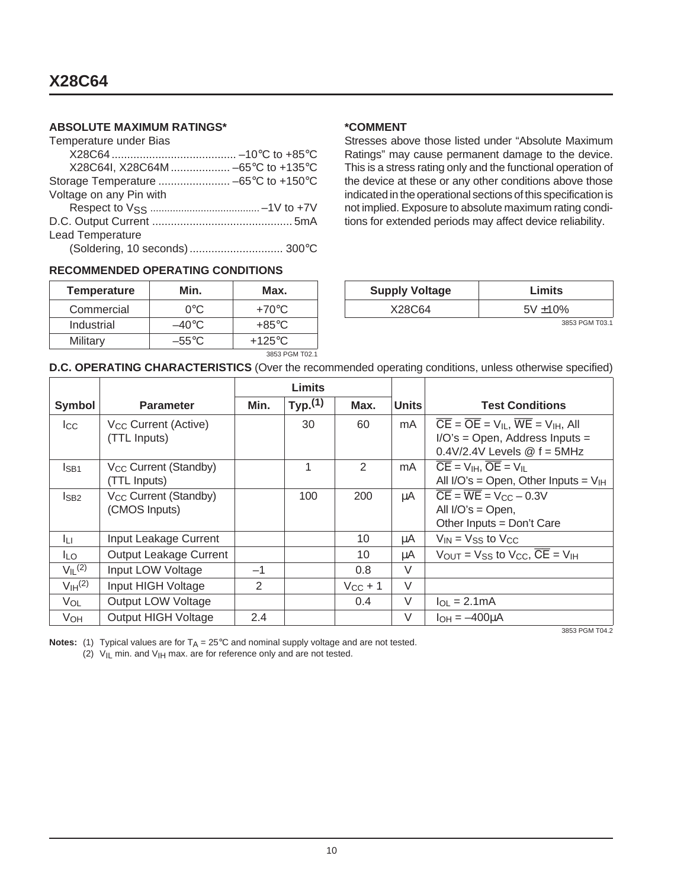### ABSOLUTE MAXIMUM RATINGS*

Temperature under Bias
- X28C64 .......................................... –10°C to +85°C
- X28C64I, X28C64M .................. –65°C to +135°C

Storage Temperature ....................... –65°C to +150°C

Voltage on any Pin with
- Respect to $V_{SS}$ ....................................... –1V to +7V

D.C. Output Current ............................................ 5mA

Lead Temperature
- (Soldering, 10 seconds) ............................. 300°C

### *COMMENT

Stresses above those listed under "Absolute Maximum Ratings" may cause permanent damage to the device. This is a stress rating only and the functional operation of the device at these or any other conditions above those indicated in the operational sections of this specification is not implied. Exposure to absolute maximum rating conditions for extended periods may affect device reliability.

### RECOMMENDED OPERATING CONDITIONS

| Temperature | Min. | Max. |
|---|---|---|
| Commercial | 0°C | +70°C |
| Industrial | –40°C | +85°C |
| Military | –55°C | +125°C |

3853 PGM T02.1

| Supply Voltage | Limits |
|---|---|
| X28C64 | 5V ±10% |

3853 PGM T03.1

### D.C. OPERATING CHARACTERISTICS (Over the recommended operating conditions, unless otherwise specified)

| Symbol | Parameter | Limits | | | Units | Test Conditions |
|---|---|---|---|---|---|---|
| | | Min. | Typ.(1) | Max. | | |
| $I_{CC}$ | $V_{CC}$ Current (Active) (TTL Inputs) | | 30 | 60 | mA | $\overline{CE} = \overline{OE} = V_{IL}$, $\overline{WE} = V_{IH}$, All I/O's = Open, Address Inputs = 0.4V/2.4V Levels @ f = 5MHz |
| $I_{SB1}$ | $V_{CC}$ Current (Standby) (TTL Inputs) | | 1 | 2 | mA | $\overline{CE} = V_{IH}$, $\overline{OE} = V_{IL}$ All I/O's = Open, Other Inputs = $V_{IH}$ |
| $I_{SB2}$ | $V_{CC}$ Current (Standby) (CMOS Inputs) | | 100 | 200 | µA | $\overline{CE} = \overline{WE} = V_{CC} - 0.3V$ All I/O's = Open, Other Inputs = Don't Care |
| $I_{LI}$ | Input Leakage Current | | | 10 | µA | $V_{IN} = V_{SS}$ to $V_{CC}$ |
| $I_{LO}$ | Output Leakage Current | | | 10 | µA | $V_{OUT} = V_{SS}$ to $V_{CC}$, $\overline{CE} = V_{IH}$ |
| $V_{IL}$(2) | Input LOW Voltage | –1 | | 0.8 | V | |
| $V_{IH}$(2) | Input HIGH Voltage | 2 | | $V_{CC} + 1$ | V | |
| $V_{OL}$ | Output LOW Voltage | | | 0.4 | V | $I_{OL} = 2.1mA$ |
| $V_{OH}$ | Output HIGH Voltage | 2.4 | | | V | $I_{OH} = -400µA$ |

3853 PGM T04.2

**Notes:** (1) Typical values are for $T_A = 25°C$ and nominal supply voltage and are not tested.
(2) $V_{IL}$ min. and $V_{IH}$ max. are for reference only and are not tested.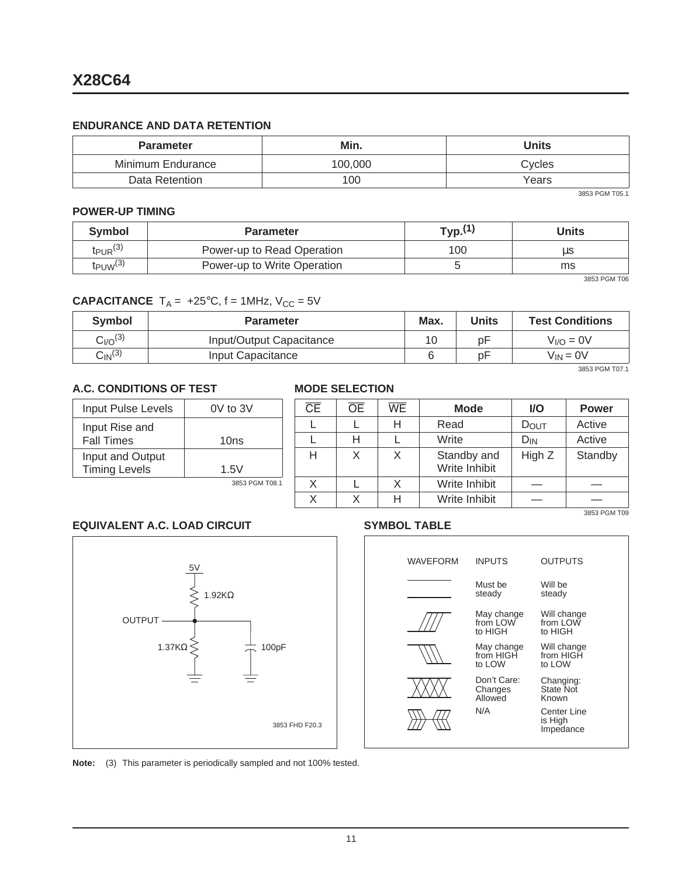## ENDURANCE AND DATA RETENTION

| Parameter | Min. | Units |
|---|---|---|
| Minimum Endurance | 100,000 | Cycles |
| Data Retention | 100 | Years |

3853 PGM T05.1

## POWER-UP TIMING

| Symbol | Parameter | Typ.(1) | Units |
|---|---|---|---|
| $t_{PUR}$(3) | Power-up to Read Operation | 100 | µs |
| $t_{PUW}$(3) | Power-up to Write Operation | 5 | ms |

3853 PGM T06

## CAPACITANCE $T_A$ = +25°C, f = 1MHz, $V_{CC}$ = 5V

| Symbol | Parameter | Max. | Units | Test Conditions |
|---|---|---|---|---|
| $C_{I/O}$(3) | Input/Output Capacitance | 10 | pF | $V_{I/O}$ = 0V |
| $C_{IN}$(3) | Input Capacitance | 6 | pF | $V_{IN}$ = 0V |

3853 PGM T07.1

## A.C. CONDITIONS OF TEST

| | |
|---|---|
| Input Pulse Levels | 0V to 3V |
| Input Rise and Fall Times | 10ns |
| Input and Output Timing Levels | 1.5V |

3853 PGM T08.1

## MODE SELECTION

| $\overline{CE}$ | $\overline{OE}$ | $\overline{WE}$ | Mode | I/O | Power |
|---|---|---|---|---|---|
| L | L | H | Read | $D_{OUT}$ | Active |
| L | H | L | Write | $D_{IN}$ | Active |
| H | X | X | Standby and Write Inhibit | High Z | Standby |
| X | L | X | Write Inhibit | — | — |
| X | X | H | Write Inhibit | — | — |

3853 PGM T09

## EQUIVALENT A.C. LOAD CIRCUIT

5V — 1.92KΩ — OUTPUT — 1.37KΩ to ground; 100pF to ground

3853 FHD F20.3

## SYMBOL TABLE

| WAVEFORM | INPUTS | OUTPUTS |
|---|---|---|
| (steady) | Must be steady | Will be steady |
| (rising) | May change from LOW to HIGH | Will change from LOW to HIGH |
| (falling) | May change from HIGH to LOW | Will change from HIGH to LOW |
| (crossed) | Don't Care: Changes Allowed | Changing: State Not Known |
| (center line) | N/A | Center Line is High Impedance |

**Note:** (3) This parameter is periodically sampled and not 100% tested.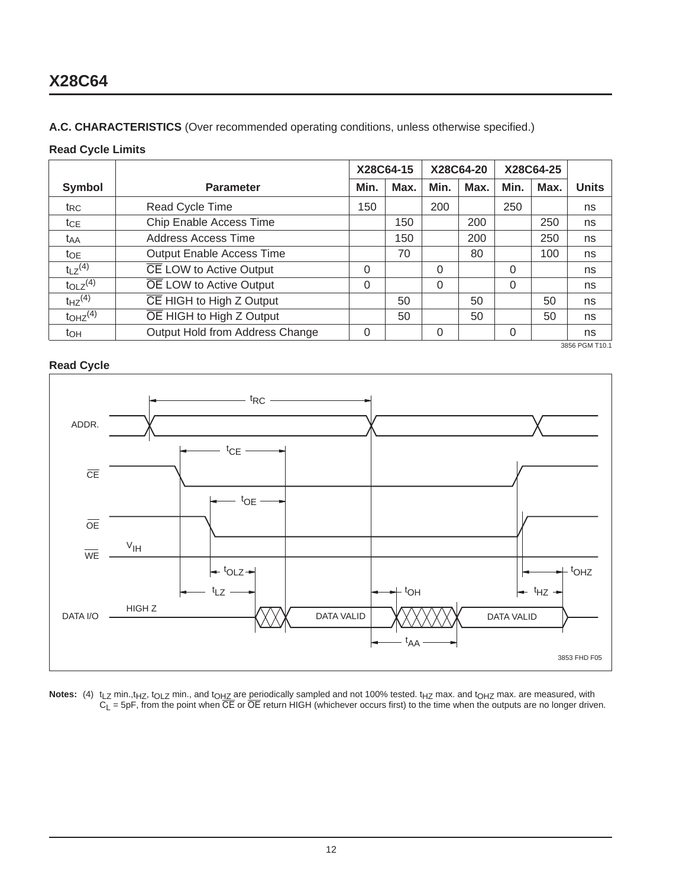## A.C. CHARACTERISTICS (Over recommended operating conditions, unless otherwise specified.)

### Read Cycle Limits

| Symbol | Parameter | X28C64-15 | | X28C64-20 | | X28C64-25 | | Units |
|---|---|---|---|---|---|---|---|---|
| | | Min. | Max. | Min. | Max. | Min. | Max. | |
| $t_{RC}$ | Read Cycle Time | 150 | | 200 | | 250 | | ns |
| $t_{CE}$ | Chip Enable Access Time | | 150 | | 200 | | 250 | ns |
| $t_{AA}$ | Address Access Time | | 150 | | 200 | | 250 | ns |
| $t_{OE}$ | Output Enable Access Time | | 70 | | 80 | | 100 | ns |
| $t_{LZ}$(4) | $\overline{CE}$ LOW to Active Output | 0 | | 0 | | 0 | | ns |
| $t_{OLZ}$(4) | $\overline{OE}$ LOW to Active Output | 0 | | 0 | | 0 | | ns |
| $t_{HZ}$(4) | $\overline{CE}$ HIGH to High Z Output | | 50 | | 50 | | 50 | ns |
| $t_{OHZ}$(4) | $\overline{OE}$ HIGH to High Z Output | | 50 | | 50 | | 50 | ns |
| $t_{OH}$ | Output Hold from Address Change | 0 | | 0 | | 0 | | ns |

3856 PGM T10.1

### Read Cycle

ADDR. — $t_{RC}$

$\overline{CE}$ — $t_{CE}$

$\overline{OE}$ — $t_{OE}$

$\overline{WE}$ — $V_{IH}$

$t_{OLZ}$, $t_{LZ}$, $t_{OH}$, $t_{OHZ}$, $t_{HZ}$

DATA I/O — HIGH Z, DATA VALID, DATA VALID

$t_{AA}$

3853 FHD F05

**Notes:** (4) $t_{LZ}$ min., $t_{HZ}$, $t_{OLZ}$ min., and $t_{OHZ}$ are periodically sampled and not 100% tested. $t_{HZ}$ max. and $t_{OHZ}$ max. are measured, with $C_L$ = 5pF, from the point when $\overline{CE}$ or $\overline{OE}$ return HIGH (whichever occurs first) to the time when the outputs are no longer driven.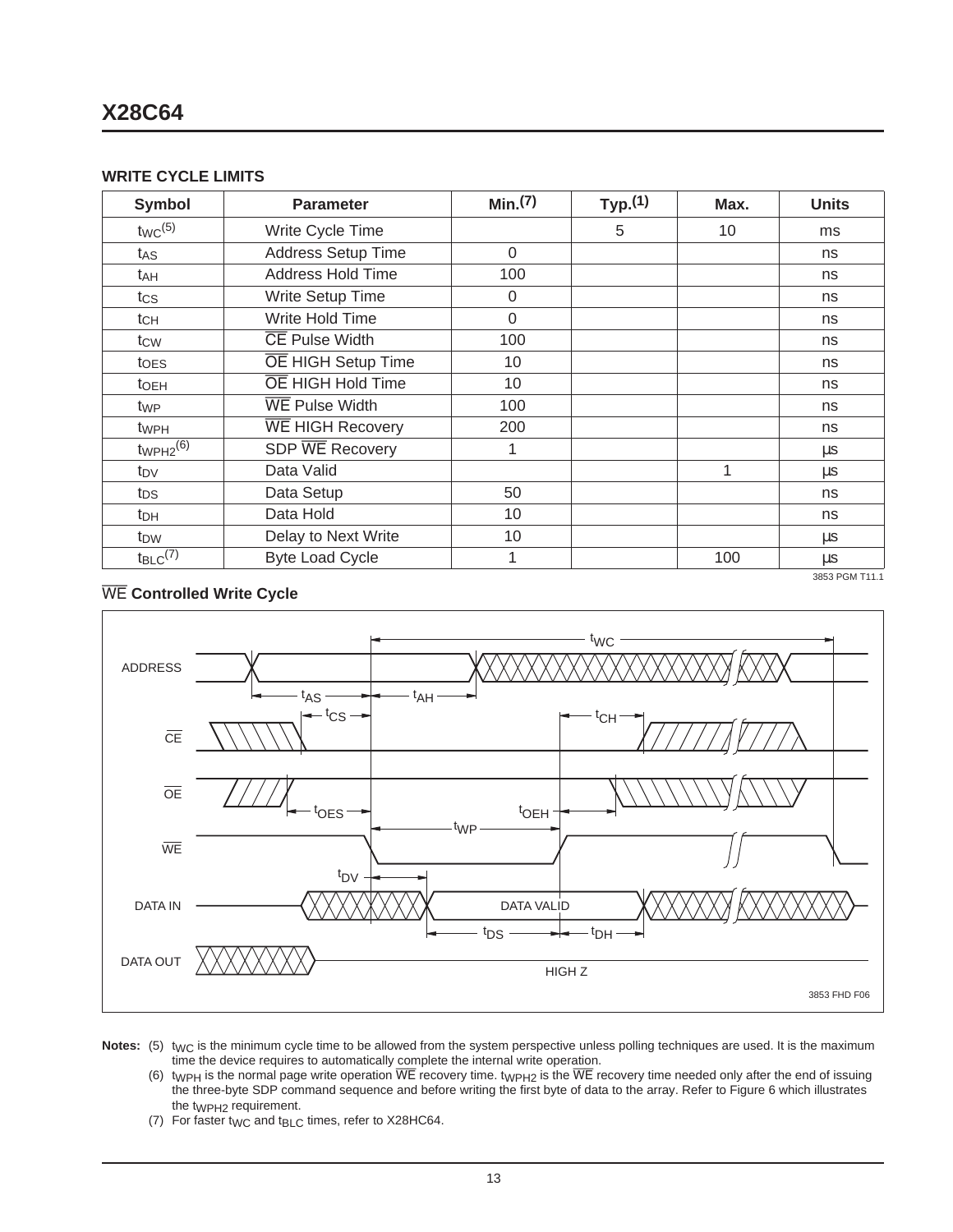### WRITE CYCLE LIMITS

| Symbol | Parameter | Min.(7) | Typ.(1) | Max. | Units |
|---|---|---|---|---|---|
| $t_{WC}$(5) | Write Cycle Time | | 5 | 10 | ms |
| $t_{AS}$ | Address Setup Time | 0 | | | ns |
| $t_{AH}$ | Address Hold Time | 100 | | | ns |
| $t_{CS}$ | Write Setup Time | 0 | | | ns |
| $t_{CH}$ | Write Hold Time | 0 | | | ns |
| $t_{CW}$ | $\overline{CE}$ Pulse Width | 100 | | | ns |
| $t_{OES}$ | $\overline{OE}$ HIGH Setup Time | 10 | | | ns |
| $t_{OEH}$ | $\overline{OE}$ HIGH Hold Time | 10 | | | ns |
| $t_{WP}$ | $\overline{WE}$ Pulse Width | 100 | | | ns |
| $t_{WPH}$ | $\overline{WE}$ HIGH Recovery | 200 | | | ns |
| $t_{WPH2}$(6) | SDP $\overline{WE}$ Recovery | 1 | | | µs |
| $t_{DV}$ | Data Valid | | | 1 | µs |
| $t_{DS}$ | Data Setup | 50 | | | ns |
| $t_{DH}$ | Data Hold | 10 | | | ns |
| $t_{DW}$ | Delay to Next Write | 10 | | | µs |
| $t_{BLC}$(7) | Byte Load Cycle | 1 | | 100 | µs |

3853 PGM T11.1

### $\overline{WE}$ Controlled Write Cycle

3853 FHD F06

**Notes:** (5) $t_{WC}$ is the minimum cycle time to be allowed from the system perspective unless polling techniques are used. It is the maximum time the device requires to automatically complete the internal write operation.

(6) $t_{WPH}$ is the normal page write operation $\overline{WE}$ recovery time. $t_{WPH2}$ is the $\overline{WE}$ recovery time needed only after the end of issuing the three-byte SDP command sequence and before writing the first byte of data to the array. Refer to Figure 6 which illustrates the $t_{WPH2}$ requirement.

(7) For faster $t_{WC}$ and $t_{BLC}$ times, refer to X28HC64.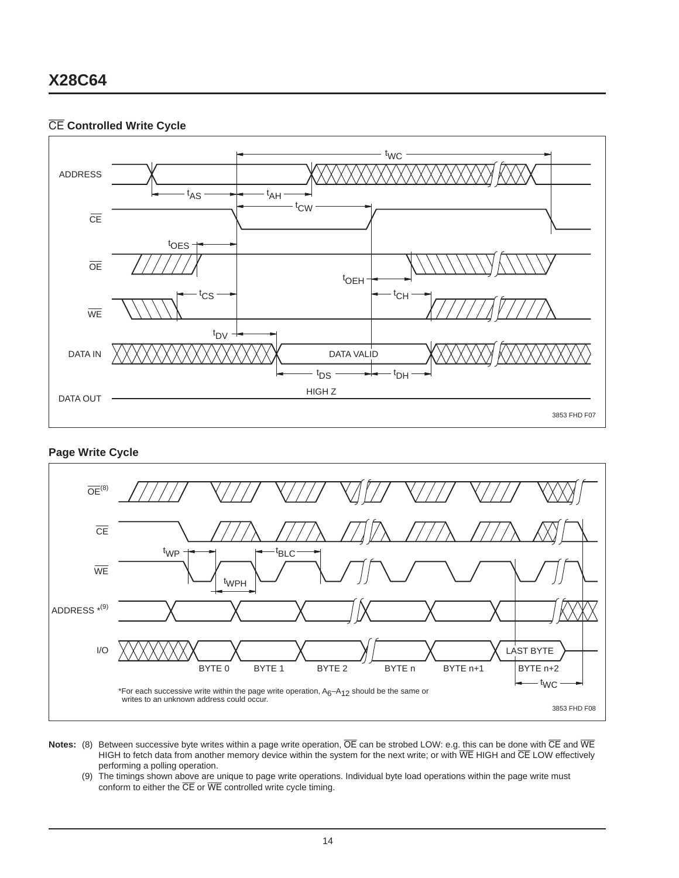## $\overline{CE}$ Controlled Write Cycle

ADDRESS, $\overline{CE}$, $\overline{OE}$, $\overline{WE}$, DATA IN, DATA OUT

$t_{WC}$, $t_{AS}$, $t_{AH}$, $t_{CW}$, $t_{OES}$, $t_{OEH}$, $t_{CS}$, $t_{CH}$, $t_{DV}$, $t_{DS}$, $t_{DH}$

DATA VALID

HIGH Z

3853 FHD F07

## Page Write Cycle

$\overline{OE}^{(8)}$, $\overline{CE}$, $\overline{WE}$, ADDRESS *(9), I/O

$t_{WP}$, $t_{BLC}$, $t_{WPH}$, $t_{WC}$

BYTE 0, BYTE 1, BYTE 2, BYTE n, BYTE n+1, BYTE n+2, LAST BYTE

*For each successive write within the page write operation, $A_6$–$A_{12}$ should be the same or writes to an unknown address could occur.

3853 FHD F08

**Notes:** (8) Between successive byte writes within a page write operation, $\overline{OE}$ can be strobed LOW: e.g. this can be done with $\overline{CE}$ and $\overline{WE}$ HIGH to fetch data from another memory device within the system for the next write; or with $\overline{WE}$ HIGH and $\overline{CE}$ LOW effectively performing a polling operation.

(9) The timings shown above are unique to page write operations. Individual byte load operations within the page write must conform to either the $\overline{CE}$ or $\overline{WE}$ controlled write cycle timing.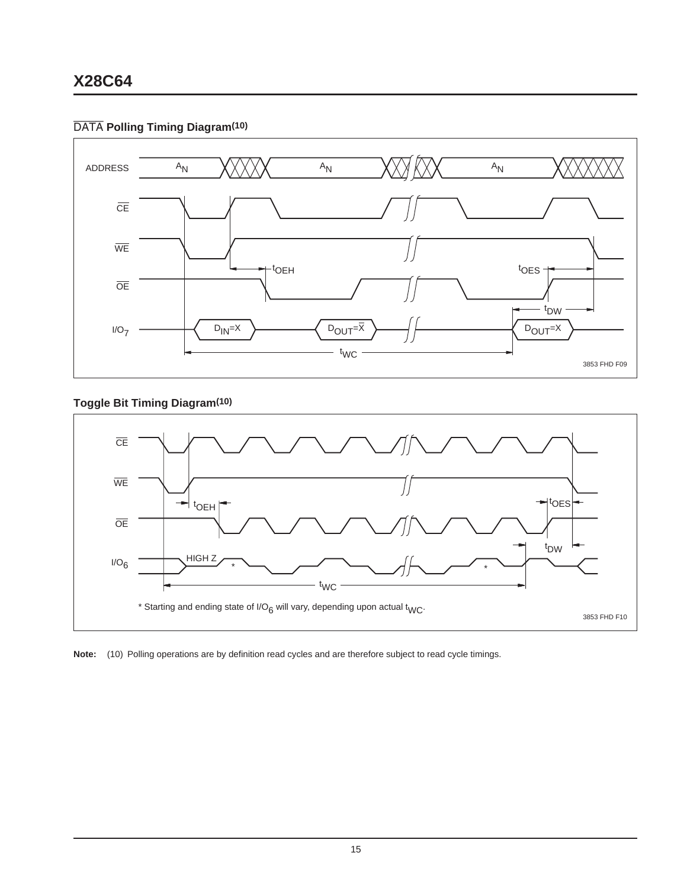## $\overline{\text{DATA}}$ Polling Timing Diagram(10)

ADDRESS $A_N$ $A_N$ $A_N$

$\overline{CE}$

$\overline{WE}$

$t_{OEH}$ $t_{OES}$

$\overline{OE}$

$t_{DW}$

$I/O_7$ $D_{IN}=X$ $D_{OUT}=\overline{X}$ $D_{OUT}=X$

$t_{WC}$

3853 FHD F09

## Toggle Bit Timing Diagram(10)

$\overline{CE}$

$\overline{WE}$

$t_{OEH}$ $t_{OES}$

$\overline{OE}$

$t_{DW}$

$I/O_6$ HIGH Z * *

$t_{WC}$

* Starting and ending state of $I/O_6$ will vary, depending upon actual $t_{WC}$.

3853 FHD F10

**Note:** (10) Polling operations are by definition read cycles and are therefore subject to read cycle timings.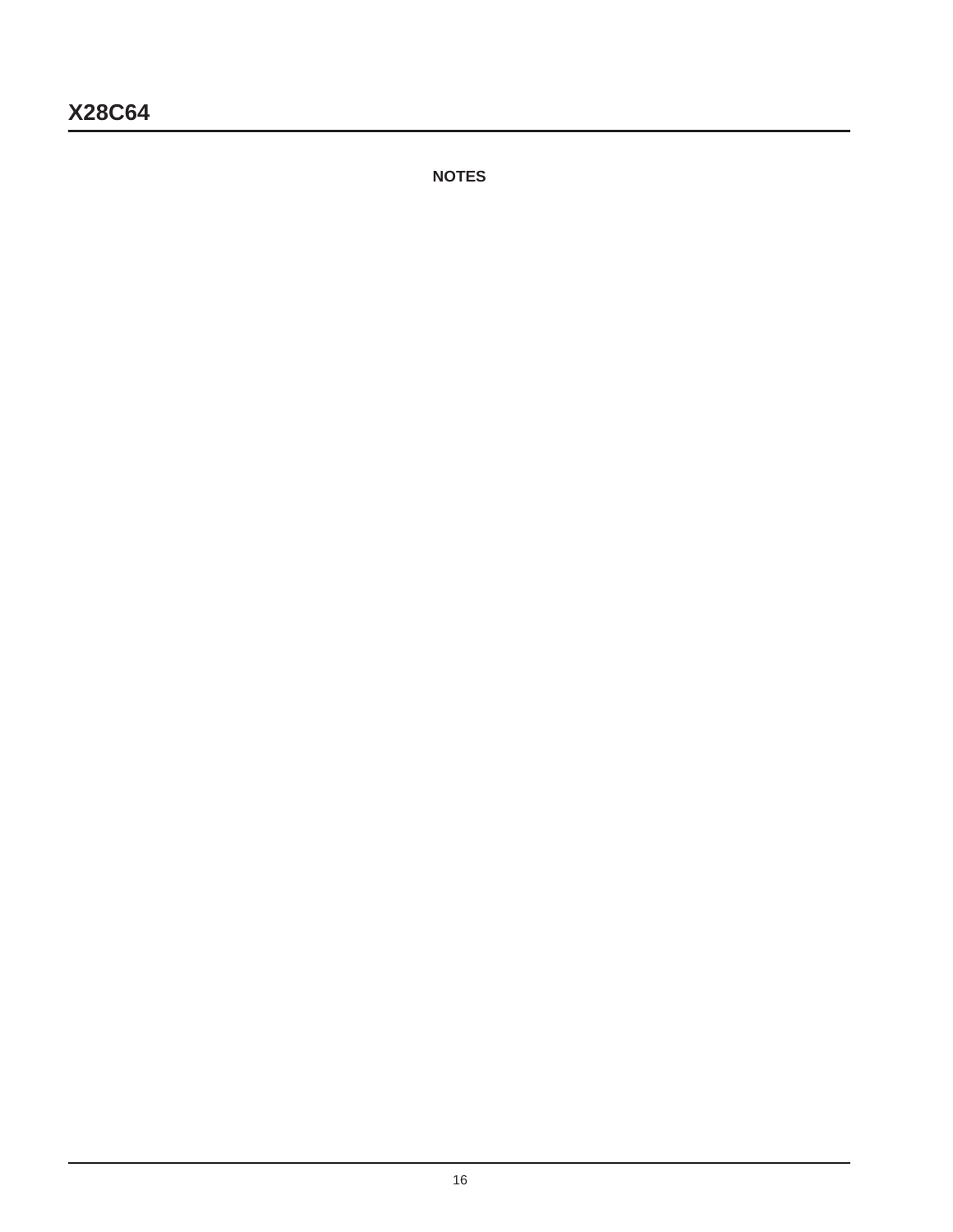## NOTES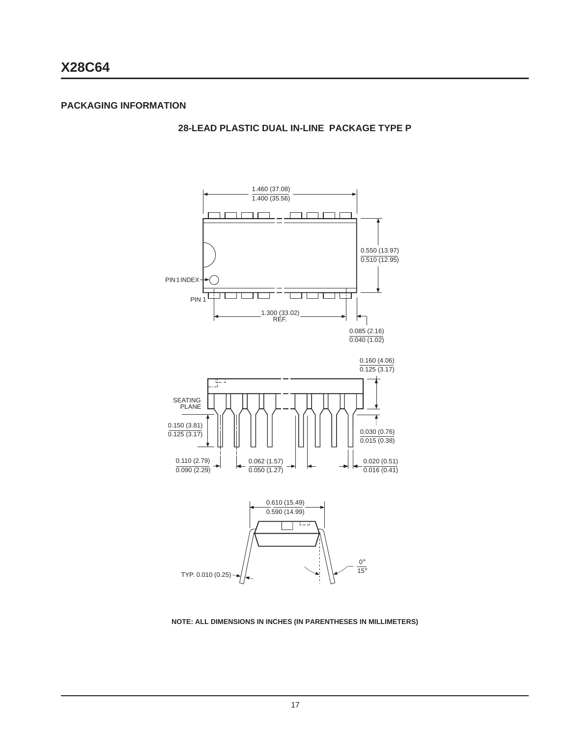## PACKAGING INFORMATION

### 28-LEAD PLASTIC DUAL IN-LINE PACKAGE TYPE P

1.460 (37.08)
1.400 (35.56)

0.550 (13.97)
0.510 (12.95)

PIN 1 INDEX

PIN 1

1.300 (33.02)
REF.

0.085 (2.16)
0.040 (1.02)

0.160 (4.06)
0.125 (3.17)

SEATING PLANE

0.150 (3.81)
0.125 (3.17)

0.030 (0.76)
0.015 (0.38)

0.110 (2.79)
0.090 (2.29)

0.062 (1.57)
0.050 (1.27)

0.020 (0.51)
0.016 (0.41)

0.610 (15.49)
0.590 (14.99)

TYP. 0.010 (0.25)

0°
15°

**NOTE: ALL DIMENSIONS IN INCHES (IN PARENTHESES IN MILLIMETERS)**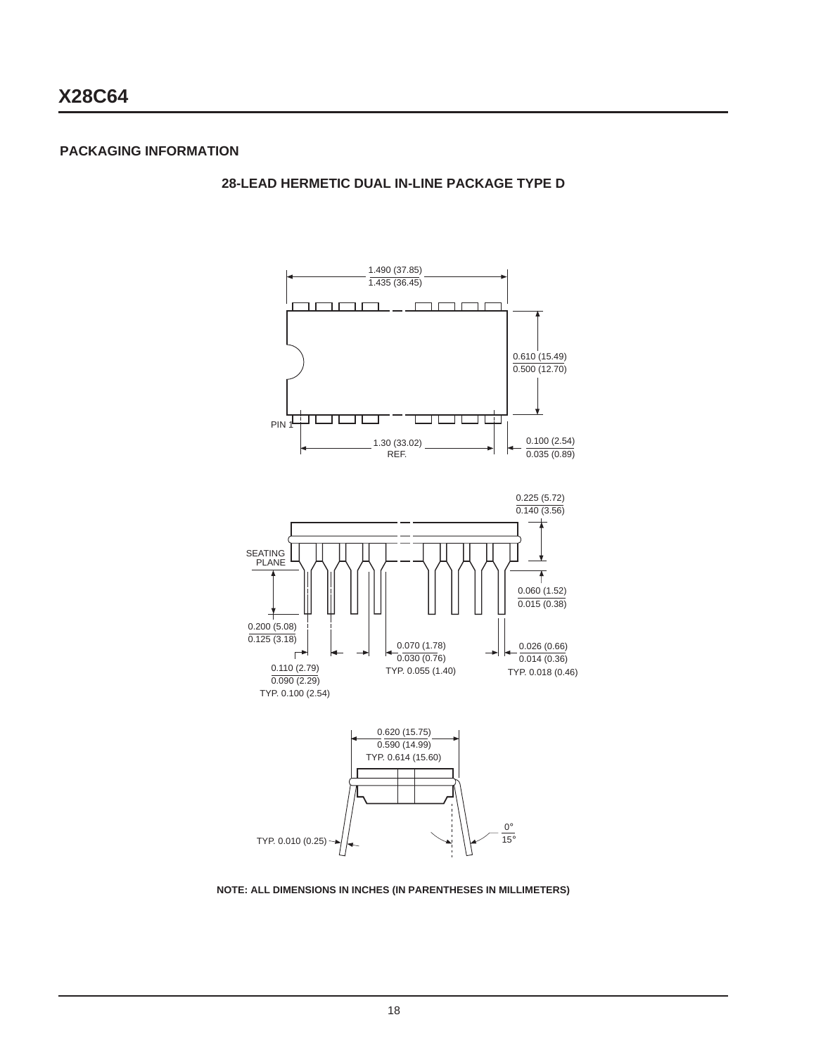## PACKAGING INFORMATION

### 28-LEAD HERMETIC DUAL IN-LINE PACKAGE TYPE D

1.490 (37.85)
1.435 (36.45)

0.610 (15.49)
0.500 (12.70)

PIN 1

1.30 (33.02)
REF.

0.100 (2.54)
0.035 (0.89)

0.225 (5.72)
0.140 (3.56)

SEATING PLANE

0.060 (1.52)
0.015 (0.38)

0.200 (5.08)
0.125 (3.18)

0.070 (1.78)
0.030 (0.76)
TYP. 0.055 (1.40)

0.026 (0.66)
0.014 (0.36)
TYP. 0.018 (0.46)

0.110 (2.79)
0.090 (2.29)
TYP. 0.100 (2.54)

0.620 (15.75)
0.590 (14.99)
TYP. 0.614 (15.60)

0°
15°

TYP. 0.010 (0.25)

**NOTE: ALL DIMENSIONS IN INCHES (IN PARENTHESES IN MILLIMETERS)**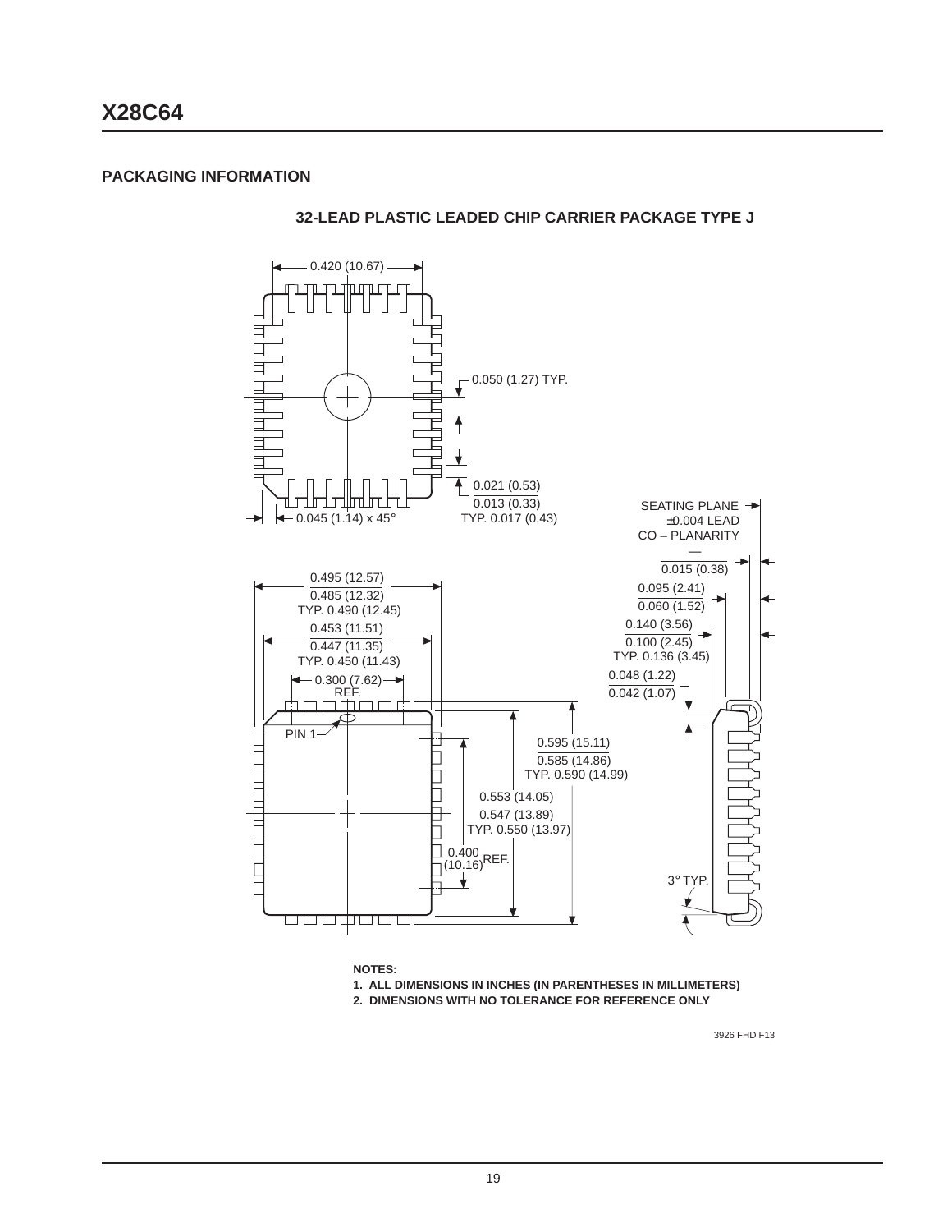## PACKAGING INFORMATION

### 32-LEAD PLASTIC LEADED CHIP CARRIER PACKAGE TYPE J

0.420 (10.67)

0.050 (1.27) TYP.

0.021 (0.53)
0.013 (0.33)
TYP. 0.017 (0.43)

0.045 (1.14) x 45°

SEATING PLANE
±0.004 LEAD
CO – PLANARITY

0.015 (0.38)

0.095 (2.41)
0.060 (1.52)

0.140 (3.56)
0.100 (2.45)
TYP. 0.136 (3.45)

0.048 (1.22)
0.042 (1.07)

0.495 (12.57)
0.485 (12.32)
TYP. 0.490 (12.45)

0.453 (11.51)
0.447 (11.35)
TYP. 0.450 (11.43)

0.300 (7.62)
REF.

PIN 1

0.595 (15.11)
0.585 (14.86)
TYP. 0.590 (14.99)

0.553 (14.05)
0.547 (13.89)
TYP. 0.550 (13.97)

0.400 (10.16) REF.

3° TYP.

**NOTES:**

1. **ALL DIMENSIONS IN INCHES (IN PARENTHESES IN MILLIMETERS)**
2. **DIMENSIONS WITH NO TOLERANCE FOR REFERENCE ONLY**

3926 FHD F13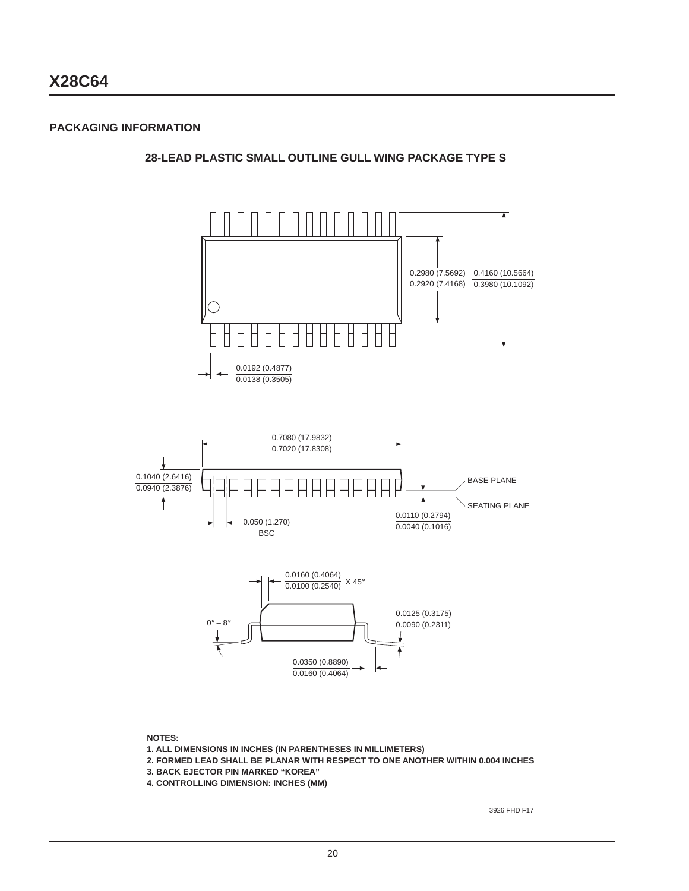## PACKAGING INFORMATION

### 28-LEAD PLASTIC SMALL OUTLINE GULL WING PACKAGE TYPE S

0.2980 (7.5692)
0.2920 (7.4168)

0.4160 (10.5664)
0.3980 (10.1092)

0.0192 (0.4877)
0.0138 (0.3505)

0.7080 (17.9832)
0.7020 (17.8308)

0.1040 (2.6416)
0.0940 (2.3876)

BASE PLANE

SEATING PLANE

0.0110 (0.2794)
0.0040 (0.1016)

0.050 (1.270)
BSC

0.0160 (0.4064)
0.0100 (0.2540) X 45°

0° – 8°

0.0125 (0.3175)
0.0090 (0.2311)

0.0350 (0.8890)
0.0160 (0.4064)

**NOTES:**

1. **ALL DIMENSIONS IN INCHES (IN PARENTHESES IN MILLIMETERS)**
2. **FORMED LEAD SHALL BE PLANAR WITH RESPECT TO ONE ANOTHER WITHIN 0.004 INCHES**
3. **BACK EJECTOR PIN MARKED "KOREA"**
4. **CONTROLLING DIMENSION: INCHES (MM)**

3926 FHD F17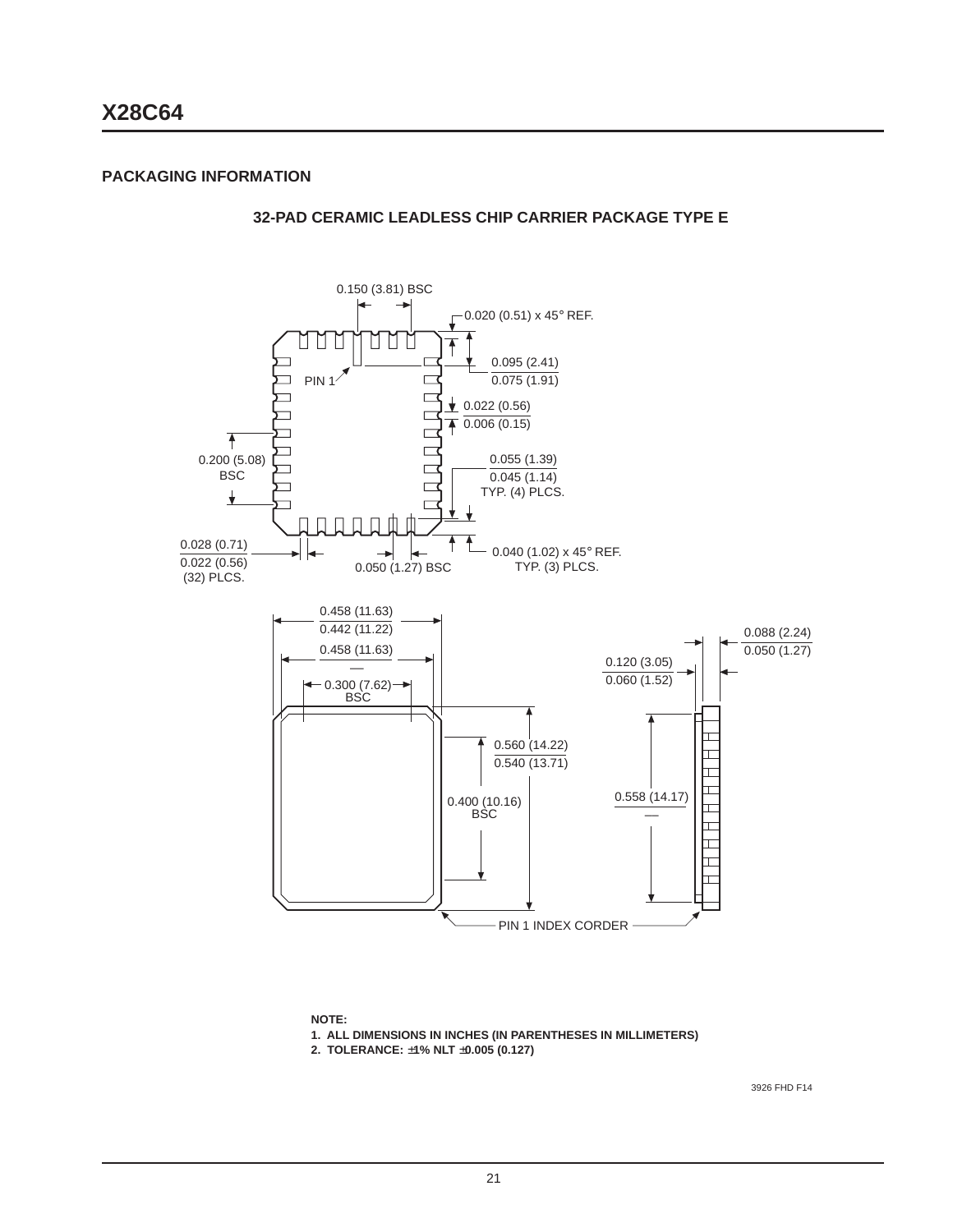## PACKAGING INFORMATION

### 32-PAD CERAMIC LEADLESS CHIP CARRIER PACKAGE TYPE E

0.150 (3.81) BSC

0.020 (0.51) x 45° REF.

0.095 (2.41)
0.075 (1.91)

PIN 1

0.022 (0.56)
0.006 (0.15)

0.200 (5.08)
BSC

0.055 (1.39)
0.045 (1.14)
TYP. (4) PLCS.

0.028 (0.71)
0.022 (0.56)
(32) PLCS.

0.050 (1.27) BSC

0.040 (1.02) x 45° REF.
TYP. (3) PLCS.

0.458 (11.63)
0.442 (11.22)

0.458 (11.63)
—

0.300 (7.62)
BSC

0.088 (2.24)
0.050 (1.27)

0.120 (3.05)
0.060 (1.52)

0.560 (14.22)
0.540 (13.71)

0.400 (10.16)
BSC

0.558 (14.17)
—

PIN 1 INDEX CORDER

**NOTE:**

1. **ALL DIMENSIONS IN INCHES (IN PARENTHESES IN MILLIMETERS)**
2. **TOLERANCE: ±1% NLT ±0.005 (0.127)**

3926 FHD F14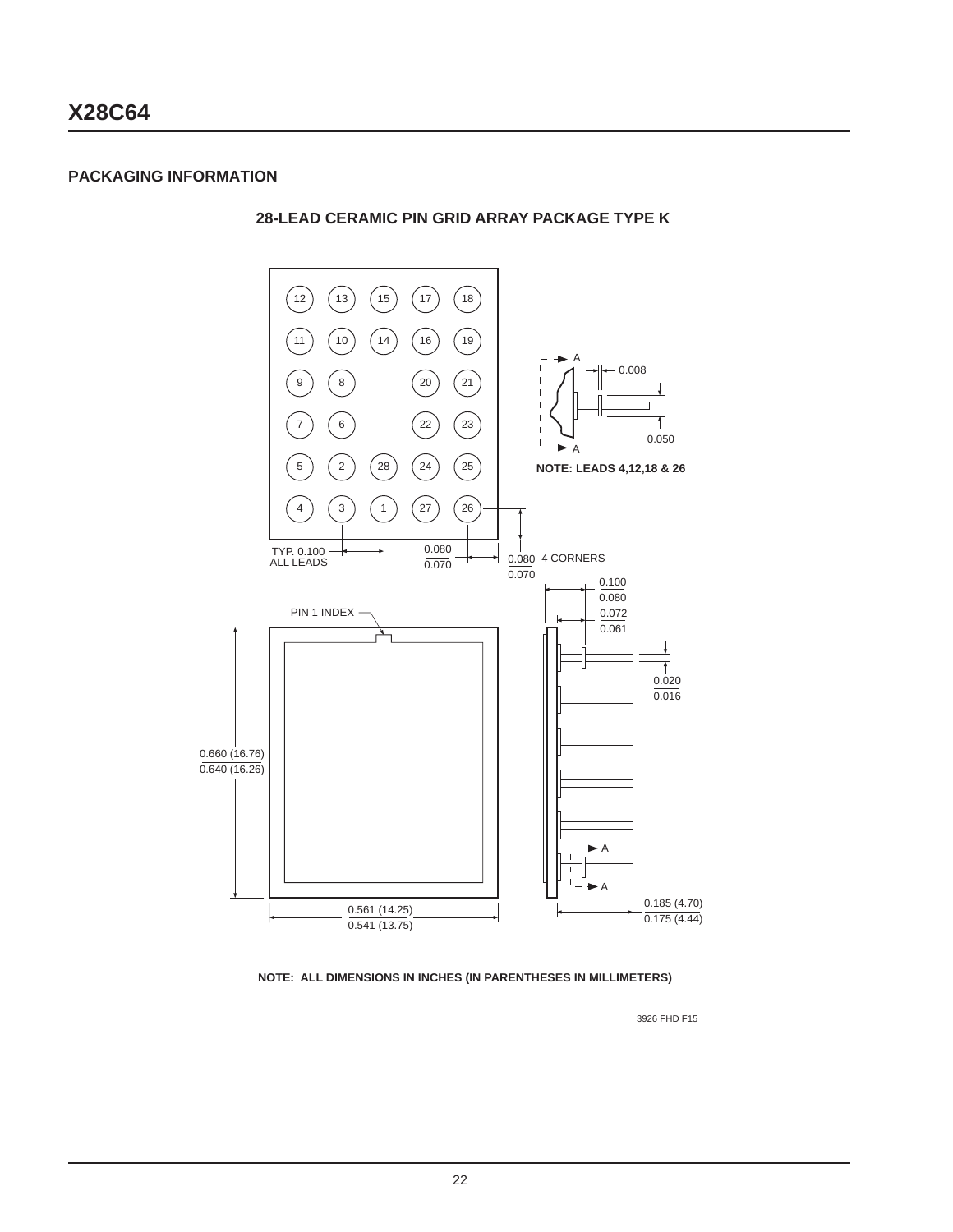## PACKAGING INFORMATION

### 28-LEAD CERAMIC PIN GRID ARRAY PACKAGE TYPE K

12 13 15 17 18

11 10 14 16 19

9 8 20 21

7 6 22 23

5 2 28 24 25

4 3 1 27 26

TYP. 0.100 ALL LEADS

0.080 / 0.070

0.080 / 0.070 4 CORNERS

A — 0.008 — 0.050 — A

NOTE: LEADS 4,12,18 & 26

PIN 1 INDEX

0.660 (16.76) / 0.640 (16.26)

0.561 (14.25) / 0.541 (13.75)

0.100 / 0.080

0.072 / 0.061

0.020 / 0.016

0.185 (4.70) / 0.175 (4.44)

NOTE: ALL DIMENSIONS IN INCHES (IN PARENTHESES IN MILLIMETERS)

3926 FHD F15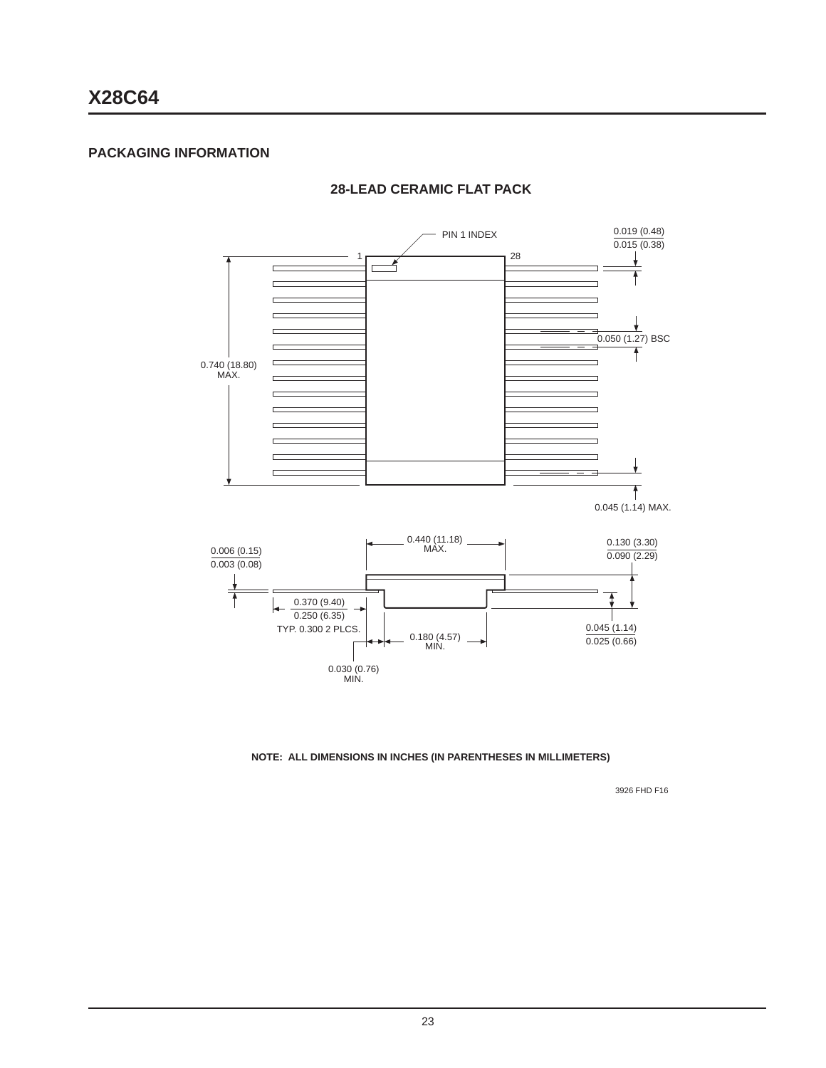## PACKAGING INFORMATION

### 28-LEAD CERAMIC FLAT PACK

PIN 1 INDEX

1

28

0.019 (0.48)
0.015 (0.38)

0.050 (1.27) BSC

0.740 (18.80)
MAX.

0.045 (1.14) MAX.

0.440 (11.18)
MAX.

0.006 (0.15)
0.003 (0.08)

0.130 (3.30)
0.090 (2.29)

0.370 (9.40)
0.250 (6.35)

TYP. 0.300 2 PLCS.

0.180 (4.57)
MIN.

0.045 (1.14)
0.025 (0.66)

0.030 (0.76)
MIN.

**NOTE: ALL DIMENSIONS IN INCHES (IN PARENTHESES IN MILLIMETERS)**

3926 FHD F16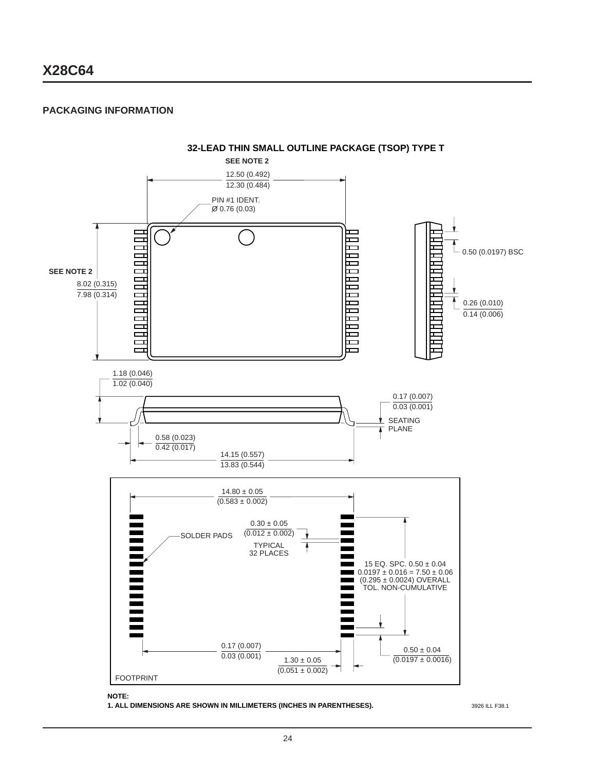## PACKAGING INFORMATION

### 32-LEAD THIN SMALL OUTLINE PACKAGE (TSOP) TYPE T

SEE NOTE 2

12.50 (0.492)
12.30 (0.484)

PIN #1 IDENT.
Ø 0.76 (0.03)

SEE NOTE 2

8.02 (0.315)
7.98 (0.314)

0.50 (0.0197) BSC

0.26 (0.010)
0.14 (0.006)

1.18 (0.046)
1.02 (0.040)

0.17 (0.007)
0.03 (0.001)

SEATING PLANE

0.58 (0.023)
0.42 (0.017)

14.15 (0.557)
13.83 (0.544)

14.80 ± 0.05
(0.583 ± 0.002)

0.30 ± 0.05
(0.012 ± 0.002)

SOLDER PADS

TYPICAL
32 PLACES

15 EQ. SPC. 0.50 ± 0.04
0.0197 ± 0.016 = 7.50 ± 0.06
(0.295 ± 0.0024) OVERALL
TOL. NON-CUMULATIVE

0.17 (0.007)
0.03 (0.001)

1.30 ± 0.05
(0.051 ± 0.002)

0.50 ± 0.04
(0.0197 ± 0.0016)

FOOTPRINT

**NOTE:**
**1. ALL DIMENSIONS ARE SHOWN IN MILLIMETERS (INCHES IN PARENTHESES).**

3926 ILL F38.1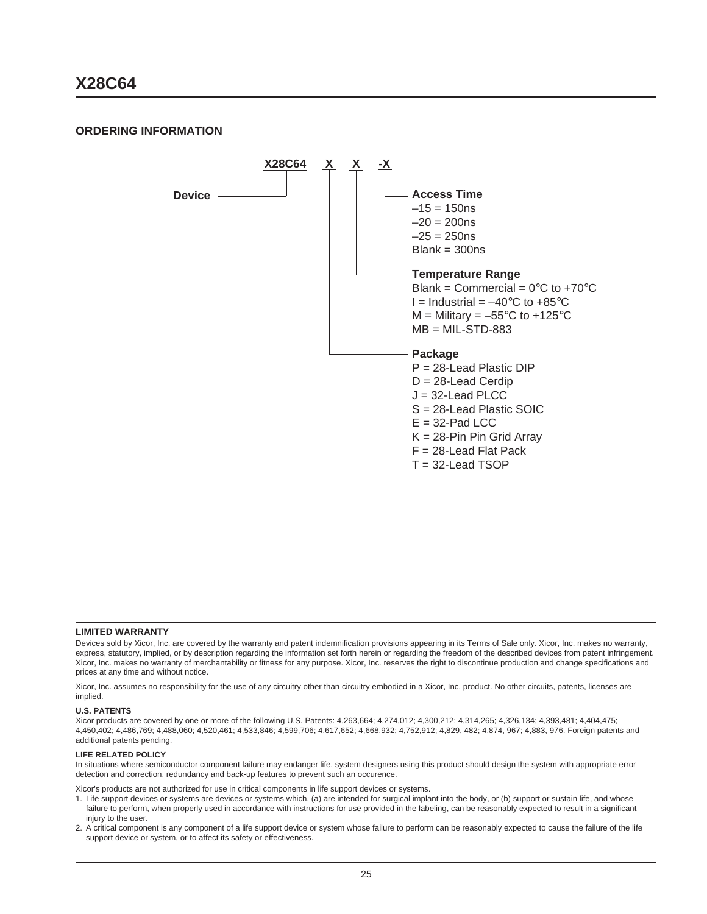## ORDERING INFORMATION

**X28C64 X X -X**

**Device** — X28C64

**Access Time**
- –15 = 150ns
- –20 = 200ns
- –25 = 250ns
- Blank = 300ns

**Temperature Range**
- Blank = Commercial = 0°C to +70°C
- I = Industrial = –40°C to +85°C
- M = Military = –55°C to +125°C
- MB = MIL-STD-883

**Package**
- P = 28-Lead Plastic DIP
- D = 28-Lead Cerdip
- J = 32-Lead PLCC
- S = 28-Lead Plastic SOIC
- E = 32-Pad LCC
- K = 28-Pin Pin Grid Array
- F = 28-Lead Flat Pack
- T = 32-Lead TSOP

#### LIMITED WARRANTY

Devices sold by Xicor, Inc. are covered by the warranty and patent indemnification provisions appearing in its Terms of Sale only. Xicor, Inc. makes no warranty, express, statutory, implied, or by description regarding the information set forth herein or regarding the freedom of the described devices from patent infringement. Xicor, Inc. makes no warranty of merchantability or fitness for any purpose. Xicor, Inc. reserves the right to discontinue production and change specifications and prices at any time and without notice.

Xicor, Inc. assumes no responsibility for the use of any circuitry other than circuitry embodied in a Xicor, Inc. product. No other circuits, patents, licenses are implied.

#### U.S. PATENTS

Xicor products are covered by one or more of the following U.S. Patents: 4,263,664; 4,274,012; 4,300,212; 4,314,265; 4,326,134; 4,393,481; 4,404,475; 4,450,402; 4,486,769; 4,488,060; 4,520,461; 4,533,846; 4,599,706; 4,617,652; 4,668,932; 4,752,912; 4,829, 482; 4,874, 967; 4,883, 976. Foreign patents and additional patents pending.

#### LIFE RELATED POLICY

In situations where semiconductor component failure may endanger life, system designers using this product should design the system with appropriate error detection and correction, redundancy and back-up features to prevent such an occurence.

Xicor's products are not authorized for use in critical components in life support devices or systems.

1. Life support devices or systems are devices or systems which, (a) are intended for surgical implant into the body, or (b) support or sustain life, and whose failure to perform, when properly used in accordance with instructions for use provided in the labeling, can be reasonably expected to result in a significant injury to the user.
2. A critical component is any component of a life support device or system whose failure to perform can be reasonably expected to cause the failure of the life support device or system, or to affect its safety or effectiveness.